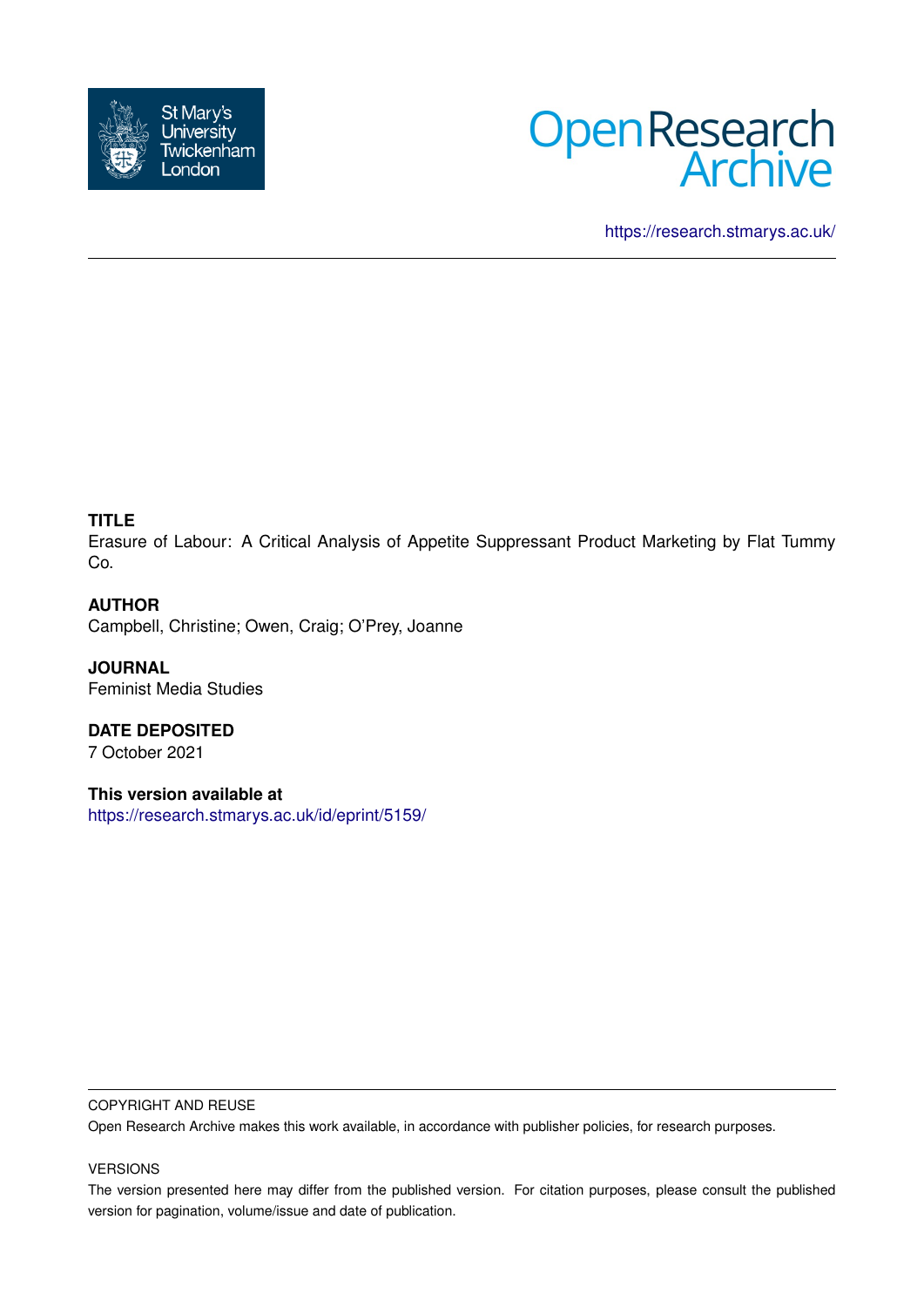St Mary's University Twickenham London

Open Research Archive

https://research.stmarys.ac.uk/

**TITLE**

Erasure of Labour: A Critical Analysis of Appetite Suppressant Product Marketing by Flat Tummy Co.

**AUTHOR**

Campbell, Christine; Owen, Craig; O'Prey, Joanne

**JOURNAL**

Feminist Media Studies

**DATE DEPOSITED**

7 October 2021

**This version available at**

https://research.stmarys.ac.uk/id/eprint/5159/

COPYRIGHT AND REUSE

Open Research Archive makes this work available, in accordance with publisher policies, for research purposes.

VERSIONS

The version presented here may differ from the published version. For citation purposes, please consult the published version for pagination, volume/issue and date of publication.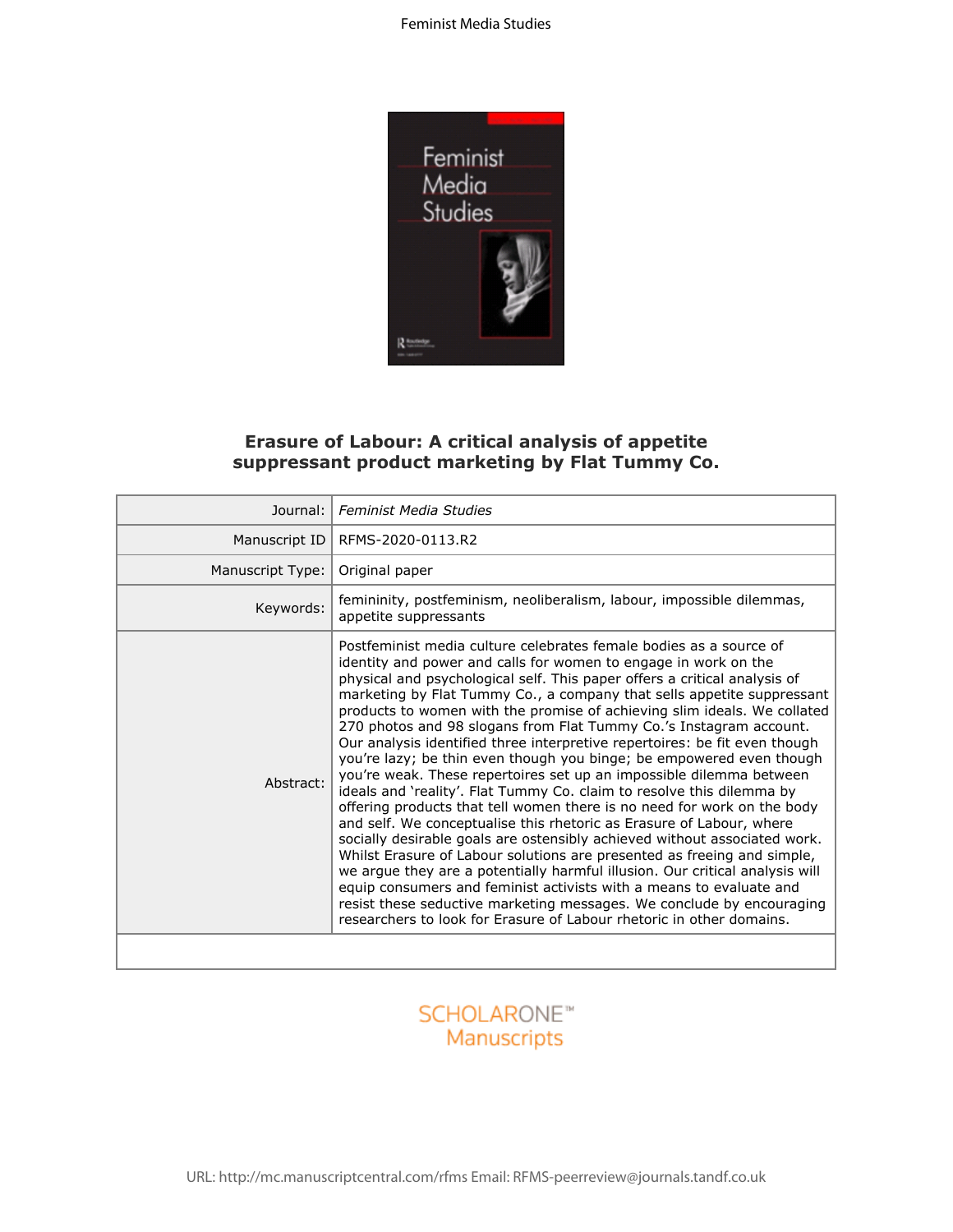# Erasure of Labour: A critical analysis of appetite suppressant product marketing by Flat Tummy Co.

| | |
|---|---|
| Journal: | *Feminist Media Studies* |
| Manuscript ID | RFMS-2020-0113.R2 |
| Manuscript Type: | Original paper |
| Keywords: | femininity, postfeminism, neoliberalism, labour, impossible dilemmas, appetite suppressants |
| Abstract: | Postfeminist media culture celebrates female bodies as a source of identity and power and calls for women to engage in work on the physical and psychological self. This paper offers a critical analysis of marketing by Flat Tummy Co., a company that sells appetite suppressant products to women with the promise of achieving slim ideals. We collated 270 photos and 98 slogans from Flat Tummy Co.'s Instagram account. Our analysis identified three interpretive repertoires: be fit even though you're lazy; be thin even though you binge; be empowered even though you're weak. These repertoires set up an impossible dilemma between ideals and 'reality'. Flat Tummy Co. claim to resolve this dilemma by offering products that tell women there is no need for work on the body and self. We conceptualise this rhetoric as Erasure of Labour, where socially desirable goals are ostensibly achieved without associated work. Whilst Erasure of Labour solutions are presented as freeing and simple, we argue they are a potentially harmful illusion. Our critical analysis will equip consumers and feminist activists with a means to evaluate and resist these seductive marketing messages. We conclude by encouraging researchers to look for Erasure of Labour rhetoric in other domains. |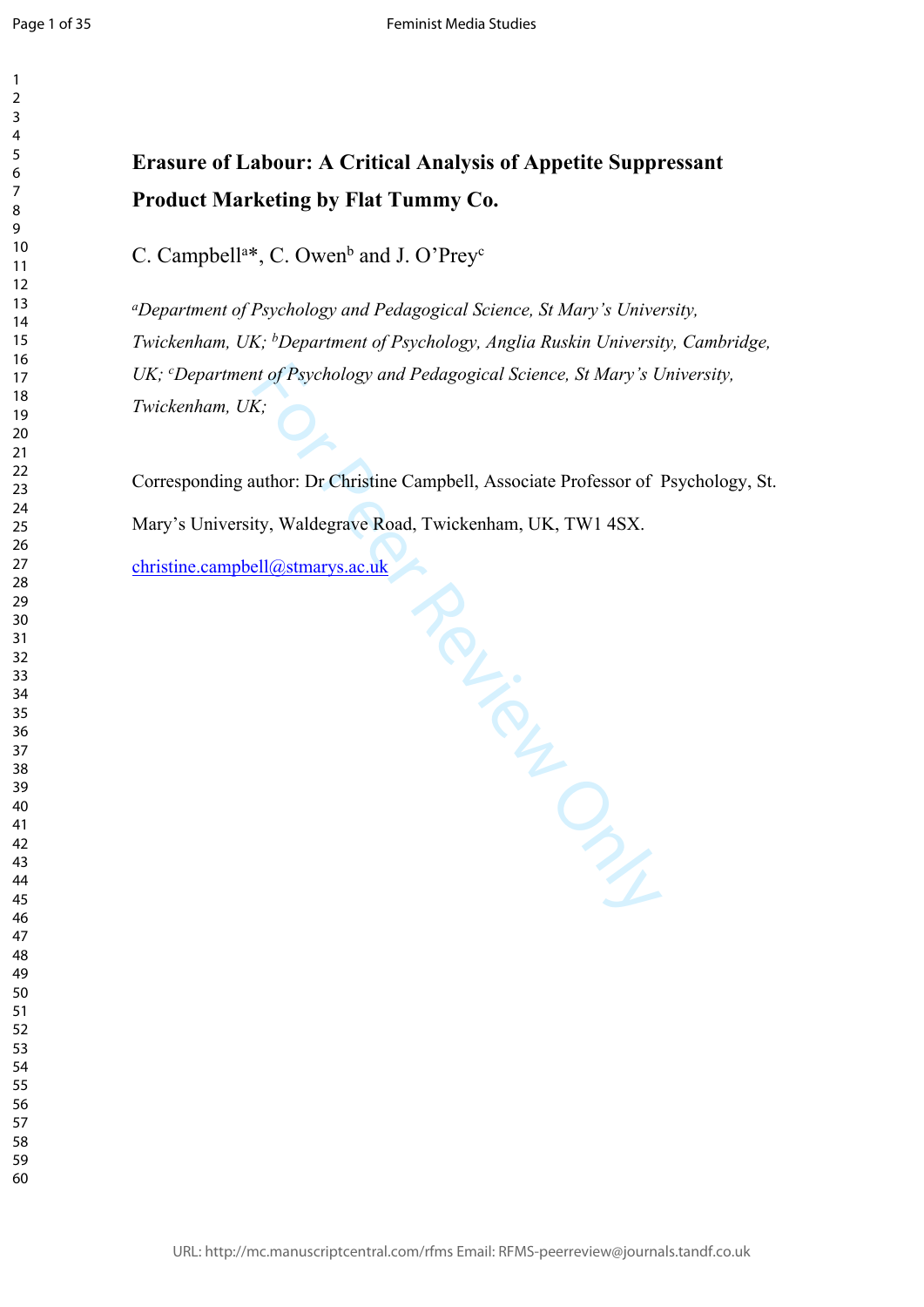# Erasure of Labour: A Critical Analysis of Appetite Suppressant Product Marketing by Flat Tummy Co.

C. Campbell[a]*, C. Owen[b] and J. O'Prey[c]

*[a]Department of Psychology and Pedagogical Science, St Mary's University, Twickenham, UK; [b]Department of Psychology, Anglia Ruskin University, Cambridge, UK; [c]Department of Psychology and Pedagogical Science, St Mary's University, Twickenham, UK;*

Corresponding author: Dr Christine Campbell, Associate Professor of Psychology, St. Mary's University, Waldegrave Road, Twickenham, UK, TW1 4SX.

christine.campbell@stmarys.ac.uk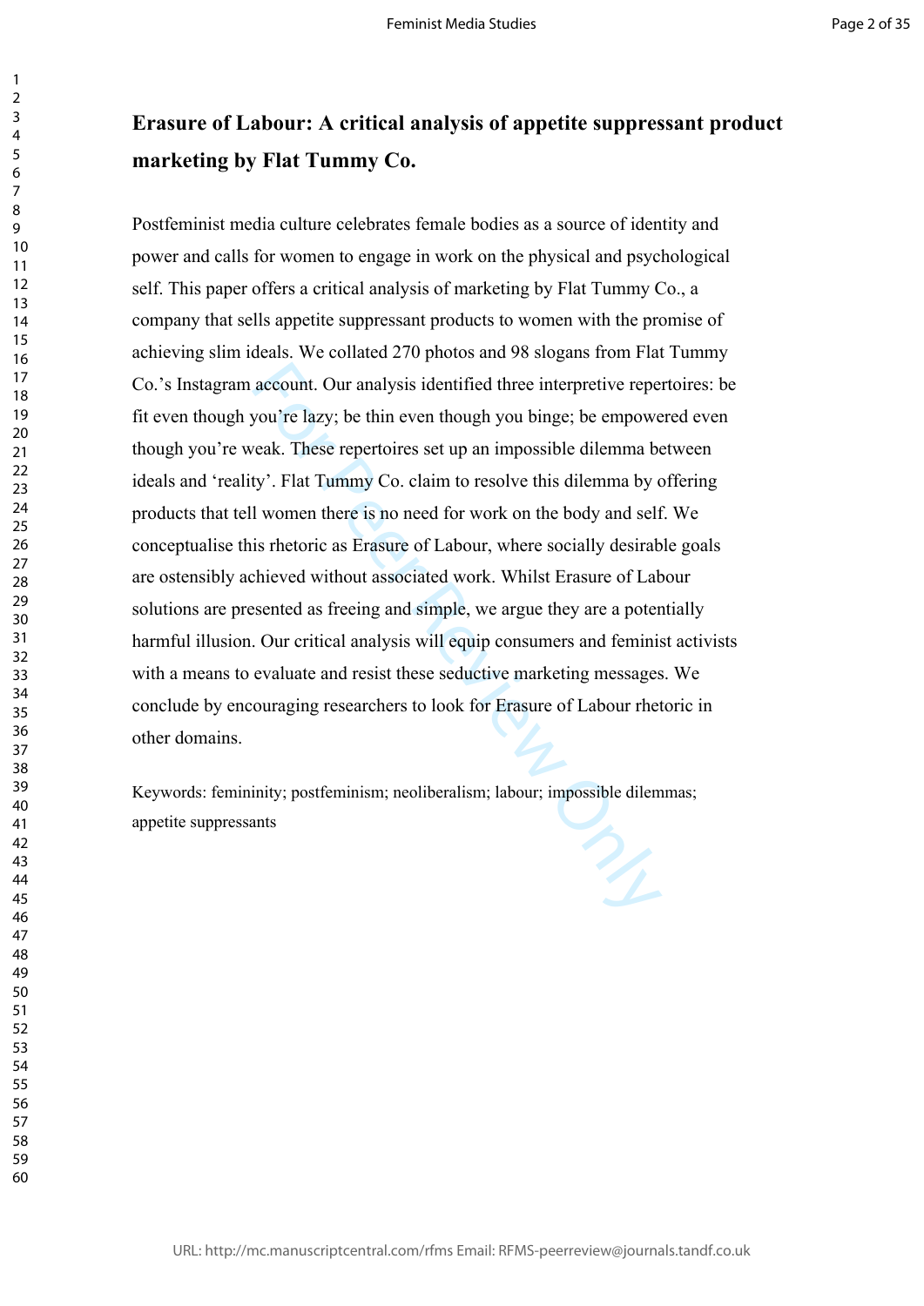# Erasure of Labour: A critical analysis of appetite suppressant product marketing by Flat Tummy Co.

Postfeminist media culture celebrates female bodies as a source of identity and power and calls for women to engage in work on the physical and psychological self. This paper offers a critical analysis of marketing by Flat Tummy Co., a company that sells appetite suppressant products to women with the promise of achieving slim ideals. We collated 270 photos and 98 slogans from Flat Tummy Co.'s Instagram account. Our analysis identified three interpretive repertoires: be fit even though you're lazy; be thin even though you binge; be empowered even though you're weak. These repertoires set up an impossible dilemma between ideals and 'reality'. Flat Tummy Co. claim to resolve this dilemma by offering products that tell women there is no need for work on the body and self. We conceptualise this rhetoric as Erasure of Labour, where socially desirable goals are ostensibly achieved without associated work. Whilst Erasure of Labour solutions are presented as freeing and simple, we argue they are a potentially harmful illusion. Our critical analysis will equip consumers and feminist activists with a means to evaluate and resist these seductive marketing messages. We conclude by encouraging researchers to look for Erasure of Labour rhetoric in other domains.

Keywords: femininity; postfeminism; neoliberalism; labour; impossible dilemmas; appetite suppressants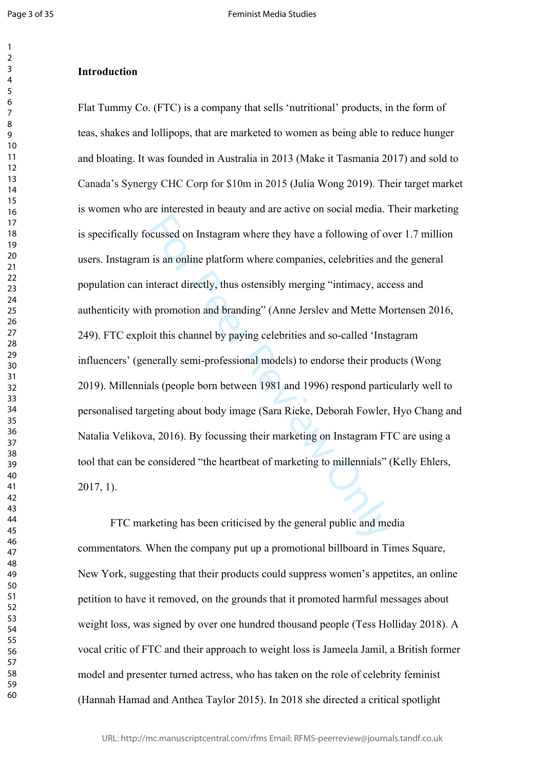## Introduction

Flat Tummy Co. (FTC) is a company that sells 'nutritional' products, in the form of teas, shakes and lollipops, that are marketed to women as being able to reduce hunger and bloating. It was founded in Australia in 2013 (Make it Tasmania 2017) and sold to Canada's Synergy CHC Corp for $10m in 2015 (Julia Wong 2019). Their target market is women who are interested in beauty and are active on social media. Their marketing is specifically focussed on Instagram where they have a following of over 1.7 million users. Instagram is an online platform where companies, celebrities and the general population can interact directly, thus ostensibly merging "intimacy, access and authenticity with promotion and branding" (Anne Jerslev and Mette Mortensen 2016, 249). FTC exploit this channel by paying celebrities and so-called 'Instagram influencers' (generally semi-professional models) to endorse their products (Wong 2019). Millennials (people born between 1981 and 1996) respond particularly well to personalised targeting about body image (Sara Rieke, Deborah Fowler, Hyo Chang and Natalia Velikova, 2016). By focussing their marketing on Instagram FTC are using a tool that can be considered "the heartbeat of marketing to millennials" (Kelly Ehlers, 2017, 1).

FTC marketing has been criticised by the general public and media commentators*.* When the company put up a promotional billboard in Times Square, New York, suggesting that their products could suppress women's appetites, an online petition to have it removed, on the grounds that it promoted harmful messages about weight loss, was signed by over one hundred thousand people (Tess Holliday 2018). A vocal critic of FTC and their approach to weight loss is Jameela Jamil, a British former model and presenter turned actress, who has taken on the role of celebrity feminist (Hannah Hamad and Anthea Taylor 2015). In 2018 she directed a critical spotlight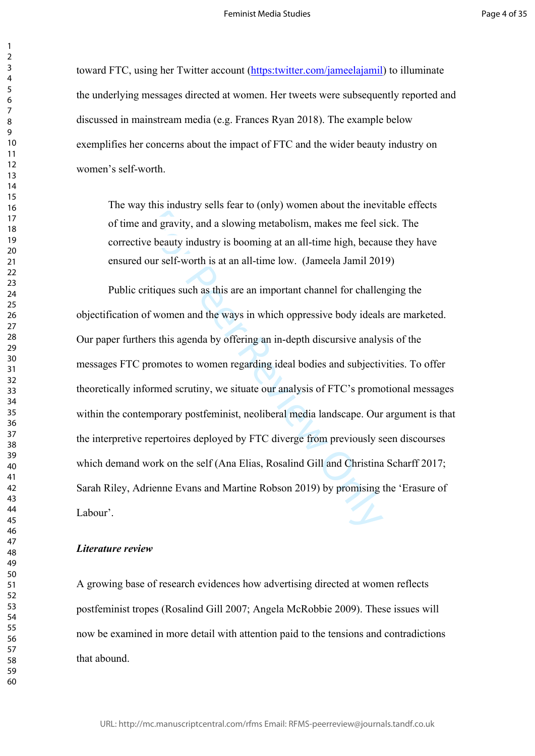toward FTC, using her Twitter account (https:twitter.com/jameelajamil) to illuminate the underlying messages directed at women. Her tweets were subsequently reported and discussed in mainstream media (e.g. Frances Ryan 2018). The example below exemplifies her concerns about the impact of FTC and the wider beauty industry on women's self-worth.

> The way this industry sells fear to (only) women about the inevitable effects of time and gravity, and a slowing metabolism, makes me feel sick. The corrective beauty industry is booming at an all-time high, because they have ensured our self-worth is at an all-time low. (Jameela Jamil 2019)

Public critiques such as this are an important channel for challenging the objectification of women and the ways in which oppressive body ideals are marketed. Our paper furthers this agenda by offering an in-depth discursive analysis of the messages FTC promotes to women regarding ideal bodies and subjectivities. To offer theoretically informed scrutiny, we situate our analysis of FTC's promotional messages within the contemporary postfeminist, neoliberal media landscape. Our argument is that the interpretive repertoires deployed by FTC diverge from previously seen discourses which demand work on the self (Ana Elias, Rosalind Gill and Christina Scharff 2017; Sarah Riley, Adrienne Evans and Martine Robson 2019) by promising the 'Erasure of Labour'.

### *Literature review*

A growing base of research evidences how advertising directed at women reflects postfeminist tropes (Rosalind Gill 2007; Angela McRobbie 2009). These issues will now be examined in more detail with attention paid to the tensions and contradictions that abound.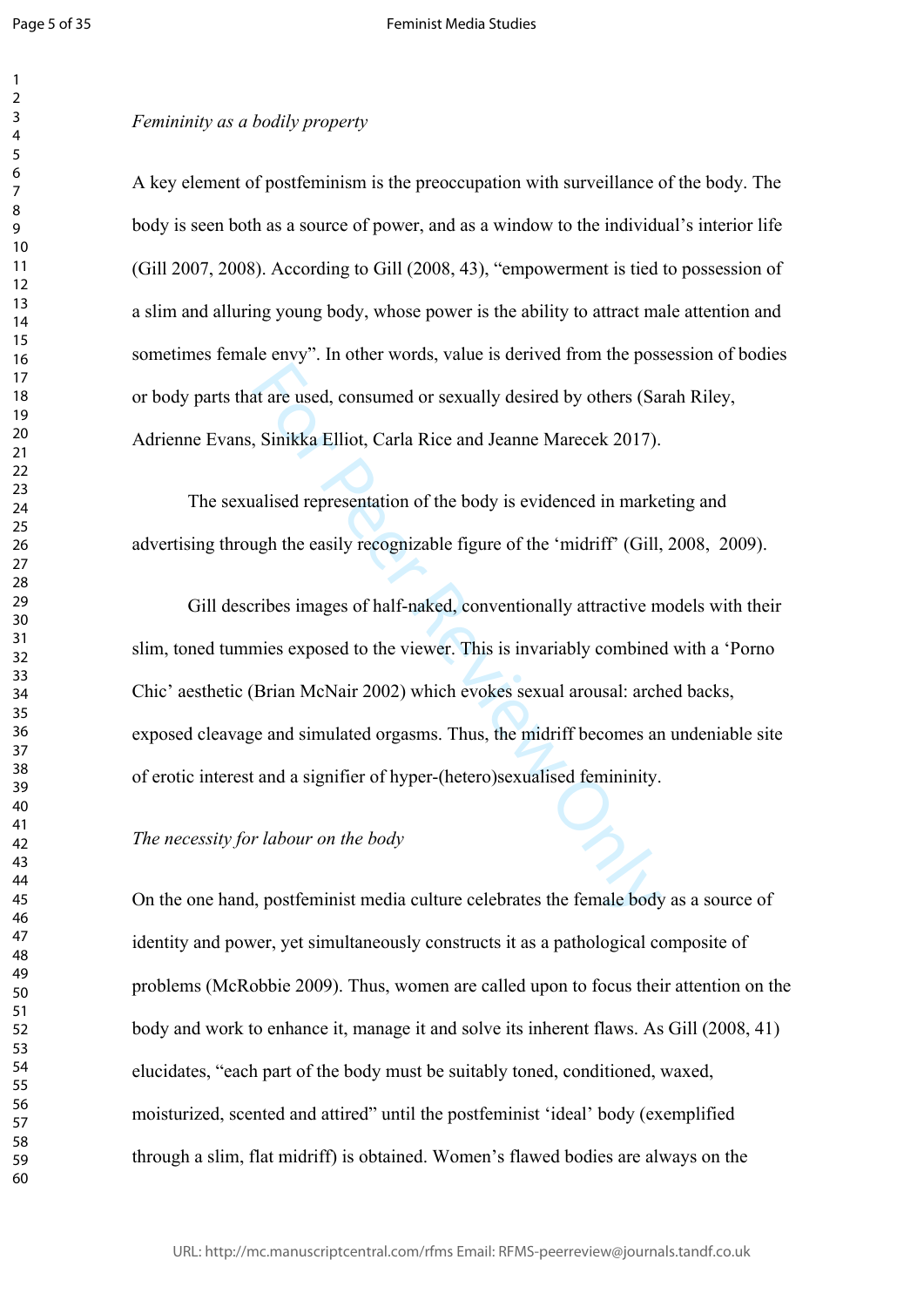*Femininity as a bodily property*

A key element of postfeminism is the preoccupation with surveillance of the body. The body is seen both as a source of power, and as a window to the individual's interior life (Gill 2007, 2008). According to Gill (2008, 43), "empowerment is tied to possession of a slim and alluring young body, whose power is the ability to attract male attention and sometimes female envy". In other words, value is derived from the possession of bodies or body parts that are used, consumed or sexually desired by others (Sarah Riley, Adrienne Evans, Sinikka Elliot, Carla Rice and Jeanne Marecek 2017).

The sexualised representation of the body is evidenced in marketing and advertising through the easily recognizable figure of the 'midriff' (Gill, 2008, 2009).

Gill describes images of half-naked, conventionally attractive models with their slim, toned tummies exposed to the viewer. This is invariably combined with a 'Porno Chic' aesthetic (Brian McNair 2002) which evokes sexual arousal: arched backs, exposed cleavage and simulated orgasms. Thus, the midriff becomes an undeniable site of erotic interest and a signifier of hyper-(hetero)sexualised femininity.

*The necessity for labour on the body*

On the one hand, postfeminist media culture celebrates the female body as a source of identity and power, yet simultaneously constructs it as a pathological composite of problems (McRobbie 2009). Thus, women are called upon to focus their attention on the body and work to enhance it, manage it and solve its inherent flaws. As Gill (2008, 41) elucidates, "each part of the body must be suitably toned, conditioned, waxed, moisturized, scented and attired" until the postfeminist 'ideal' body (exemplified through a slim, flat midriff) is obtained. Women's flawed bodies are always on the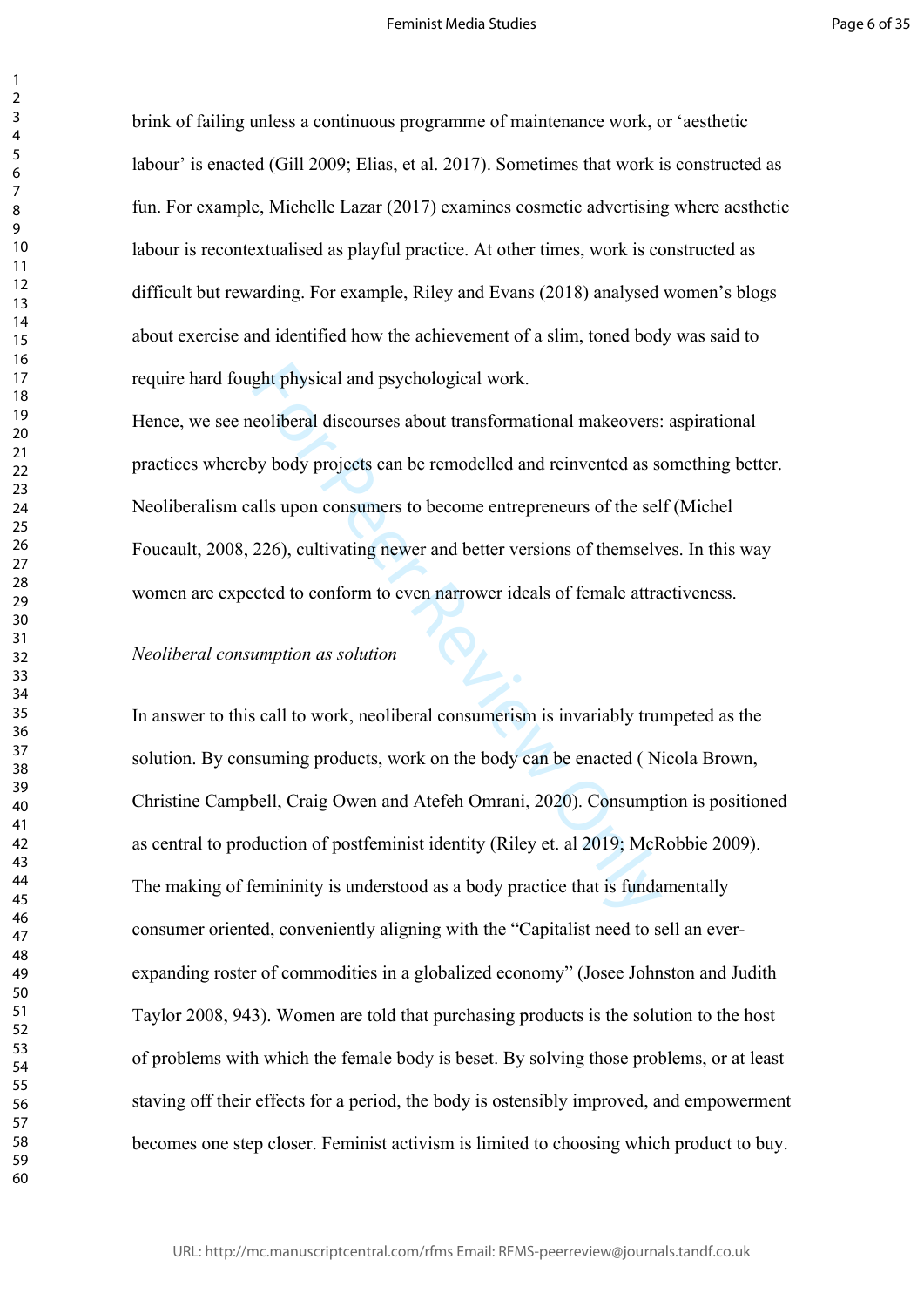brink of failing unless a continuous programme of maintenance work, or 'aesthetic labour' is enacted (Gill 2009; Elias, et al. 2017). Sometimes that work is constructed as fun. For example, Michelle Lazar (2017) examines cosmetic advertising where aesthetic labour is recontextualised as playful practice. At other times, work is constructed as difficult but rewarding. For example, Riley and Evans (2018) analysed women's blogs about exercise and identified how the achievement of a slim, toned body was said to require hard fought physical and psychological work.

Hence, we see neoliberal discourses about transformational makeovers: aspirational practices whereby body projects can be remodelled and reinvented as something better. Neoliberalism calls upon consumers to become entrepreneurs of the self (Michel Foucault, 2008, 226), cultivating newer and better versions of themselves. In this way women are expected to conform to even narrower ideals of female attractiveness.

*Neoliberal consumption as solution*

In answer to this call to work, neoliberal consumerism is invariably trumpeted as the solution. By consuming products, work on the body can be enacted ( Nicola Brown, Christine Campbell, Craig Owen and Atefeh Omrani, 2020). Consumption is positioned as central to production of postfeminist identity (Riley et. al 2019; McRobbie 2009). The making of femininity is understood as a body practice that is fundamentally consumer oriented, conveniently aligning with the "Capitalist need to sell an ever-expanding roster of commodities in a globalized economy" (Josee Johnston and Judith Taylor 2008, 943). Women are told that purchasing products is the solution to the host of problems with which the female body is beset. By solving those problems, or at least staving off their effects for a period, the body is ostensibly improved, and empowerment becomes one step closer. Feminist activism is limited to choosing which product to buy.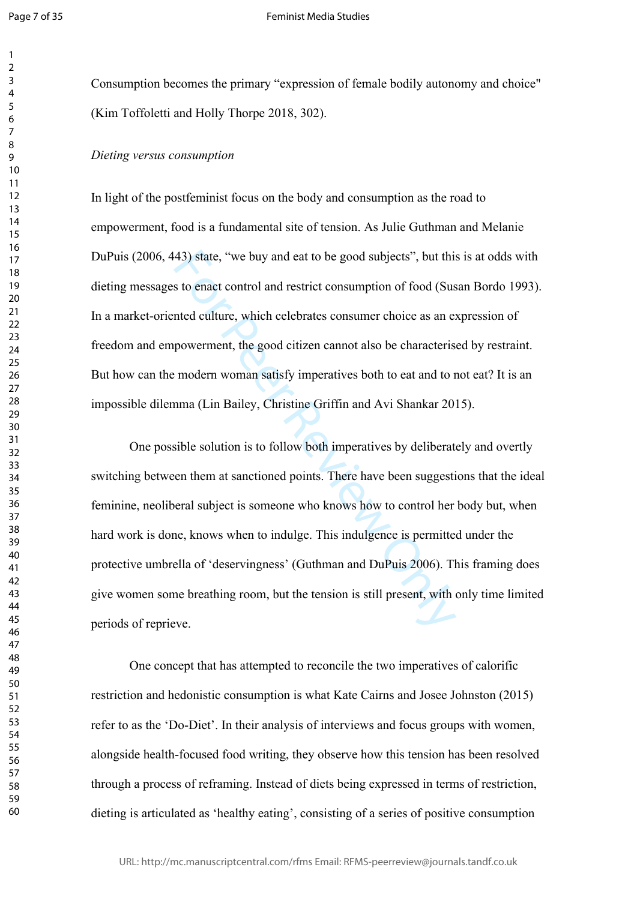Consumption becomes the primary "expression of female bodily autonomy and choice" (Kim Toffoletti and Holly Thorpe 2018, 302).

*Dieting versus consumption*

In light of the postfeminist focus on the body and consumption as the road to empowerment, food is a fundamental site of tension. As Julie Guthman and Melanie DuPuis (2006, 443) state, "we buy and eat to be good subjects", but this is at odds with dieting messages to enact control and restrict consumption of food (Susan Bordo 1993). In a market-oriented culture, which celebrates consumer choice as an expression of freedom and empowerment, the good citizen cannot also be characterised by restraint. But how can the modern woman satisfy imperatives both to eat and to not eat? It is an impossible dilemma (Lin Bailey, Christine Griffin and Avi Shankar 2015).

One possible solution is to follow both imperatives by deliberately and overtly switching between them at sanctioned points. There have been suggestions that the ideal feminine, neoliberal subject is someone who knows how to control her body but, when hard work is done, knows when to indulge. This indulgence is permitted under the protective umbrella of 'deservingness' (Guthman and DuPuis 2006). This framing does give women some breathing room, but the tension is still present, with only time limited periods of reprieve.

One concept that has attempted to reconcile the two imperatives of calorific restriction and hedonistic consumption is what Kate Cairns and Josee Johnston (2015) refer to as the 'Do-Diet'. In their analysis of interviews and focus groups with women, alongside health-focused food writing, they observe how this tension has been resolved through a process of reframing. Instead of diets being expressed in terms of restriction, dieting is articulated as 'healthy eating', consisting of a series of positive consumption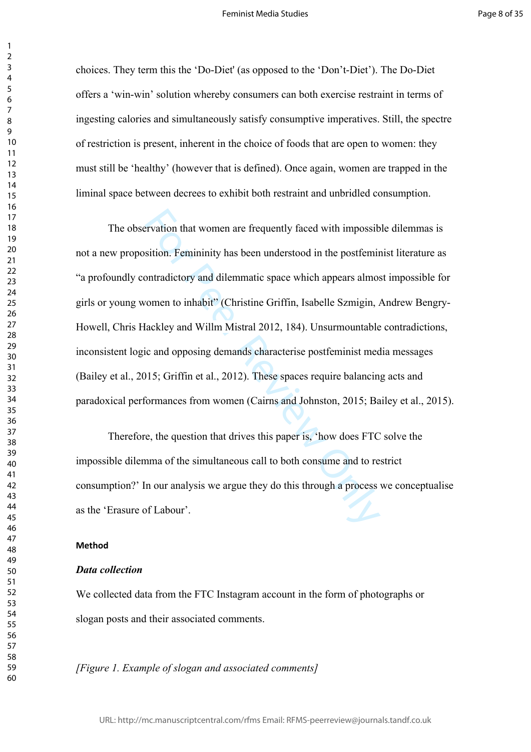choices. They term this the 'Do-Diet' (as opposed to the 'Don't-Diet'). The Do-Diet offers a 'win-win' solution whereby consumers can both exercise restraint in terms of ingesting calories and simultaneously satisfy consumptive imperatives. Still, the spectre of restriction is present, inherent in the choice of foods that are open to women: they must still be 'healthy' (however that is defined). Once again, women are trapped in the liminal space between decrees to exhibit both restraint and unbridled consumption.

The observation that women are frequently faced with impossible dilemmas is not a new proposition. Femininity has been understood in the postfeminist literature as "a profoundly contradictory and dilemmatic space which appears almost impossible for girls or young women to inhabit" (Christine Griffin, Isabelle Szmigin, Andrew Bengry-Howell, Chris Hackley and Willm Mistral 2012, 184). Unsurmountable contradictions, inconsistent logic and opposing demands characterise postfeminist media messages (Bailey et al., 2015; Griffin et al., 2012). These spaces require balancing acts and paradoxical performances from women (Cairns and Johnston, 2015; Bailey et al., 2015).

Therefore, the question that drives this paper is, 'how does FTC solve the impossible dilemma of the simultaneous call to both consume and to restrict consumption?' In our analysis we argue they do this through a process we conceptualise as the 'Erasure of Labour'.

## Method

### *Data collection*

We collected data from the FTC Instagram account in the form of photographs or slogan posts and their associated comments.

*[Figure 1. Example of slogan and associated comments]*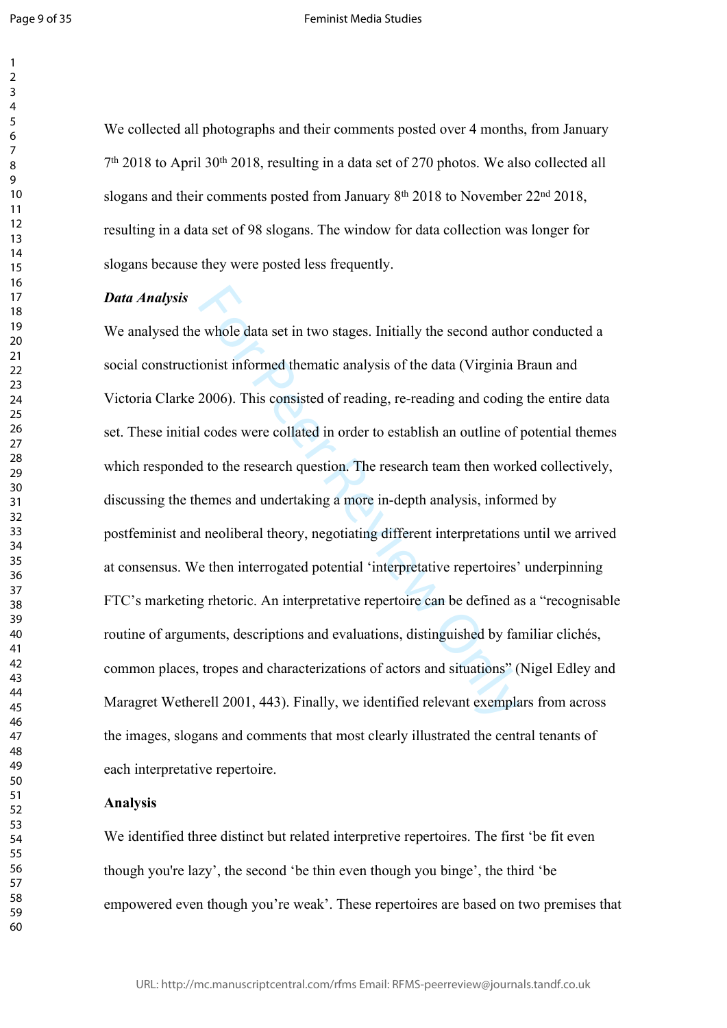We collected all photographs and their comments posted over 4 months, from January 7th 2018 to April 30th 2018, resulting in a data set of 270 photos. We also collected all slogans and their comments posted from January 8th 2018 to November 22nd 2018, resulting in a data set of 98 slogans. The window for data collection was longer for slogans because they were posted less frequently.

***Data Analysis***

We analysed the whole data set in two stages. Initially the second author conducted a social constructionist informed thematic analysis of the data (Virginia Braun and Victoria Clarke 2006). This consisted of reading, re-reading and coding the entire data set. These initial codes were collated in order to establish an outline of potential themes which responded to the research question. The research team then worked collectively, discussing the themes and undertaking a more in-depth analysis, informed by postfeminist and neoliberal theory, negotiating different interpretations until we arrived at consensus. We then interrogated potential 'interpretative repertoires' underpinning FTC's marketing rhetoric. An interpretative repertoire can be defined as a "recognisable routine of arguments, descriptions and evaluations, distinguished by familiar clichés, common places, tropes and characterizations of actors and situations" (Nigel Edley and Maragret Wetherell 2001, 443). Finally, we identified relevant exemplars from across the images, slogans and comments that most clearly illustrated the central tenants of each interpretative repertoire.

**Analysis**

We identified three distinct but related interpretive repertoires. The first 'be fit even though you're lazy', the second 'be thin even though you binge', the third 'be empowered even though you're weak'. These repertoires are based on two premises that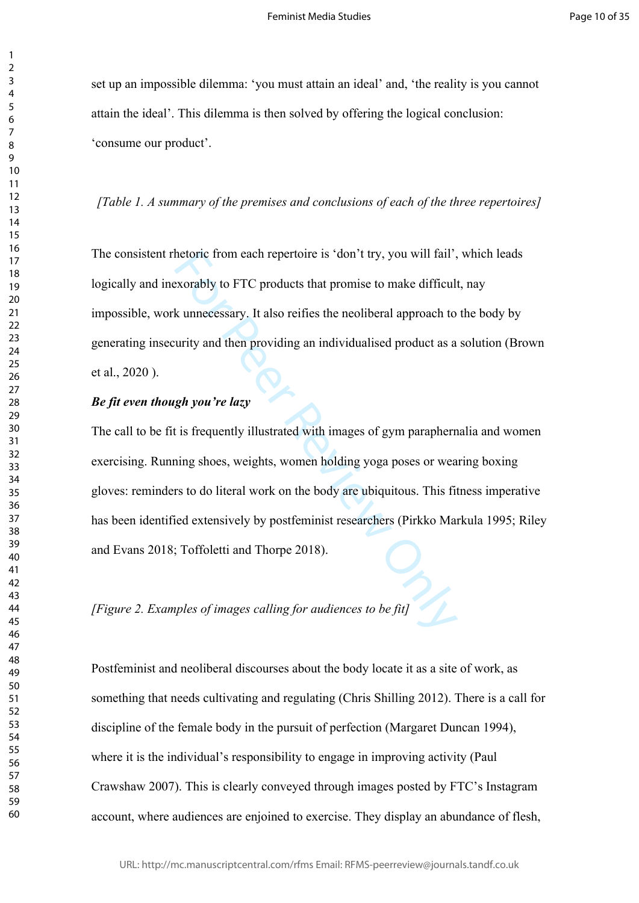set up an impossible dilemma: 'you must attain an ideal' and, 'the reality is you cannot attain the ideal'. This dilemma is then solved by offering the logical conclusion: 'consume our product'.

*[Table 1. A summary of the premises and conclusions of each of the three repertoires]*

The consistent rhetoric from each repertoire is 'don't try, you will fail', which leads logically and inexorably to FTC products that promise to make difficult, nay impossible, work unnecessary. It also reifies the neoliberal approach to the body by generating insecurity and then providing an individualised product as a solution (Brown et al., 2020 ).

***Be fit even though you're lazy***

The call to be fit is frequently illustrated with images of gym paraphernalia and women exercising. Running shoes, weights, women holding yoga poses or wearing boxing gloves: reminders to do literal work on the body are ubiquitous. This fitness imperative has been identified extensively by postfeminist researchers (Pirkko Markula 1995; Riley and Evans 2018; Toffoletti and Thorpe 2018).

*[Figure 2. Examples of images calling for audiences to be fit]*

Postfeminist and neoliberal discourses about the body locate it as a site of work, as something that needs cultivating and regulating (Chris Shilling 2012). There is a call for discipline of the female body in the pursuit of perfection (Margaret Duncan 1994), where it is the individual's responsibility to engage in improving activity (Paul Crawshaw 2007). This is clearly conveyed through images posted by FTC's Instagram account, where audiences are enjoined to exercise. They display an abundance of flesh,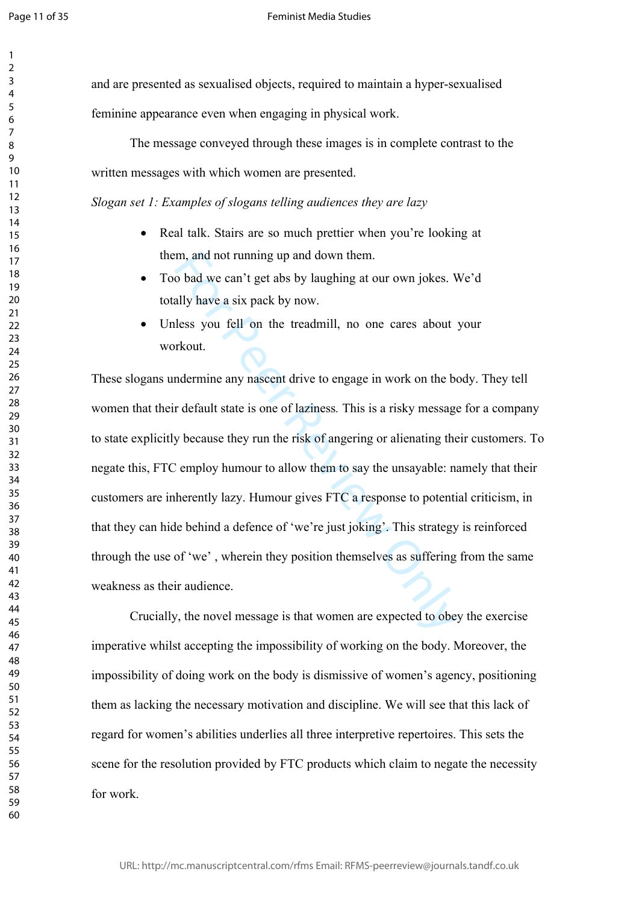and are presented as sexualised objects, required to maintain a hyper-sexualised feminine appearance even when engaging in physical work.

The message conveyed through these images is in complete contrast to the written messages with which women are presented.

*Slogan set 1: Examples of slogans telling audiences they are lazy*

- Real talk. Stairs are so much prettier when you're looking at them, and not running up and down them.
- Too bad we can't get abs by laughing at our own jokes. We'd totally have a six pack by now.
- Unless you fell on the treadmill, no one cares about your workout.

These slogans undermine any nascent drive to engage in work on the body. They tell women that their default state is one of laziness. This is a risky message for a company to state explicitly because they run the risk of angering or alienating their customers. To negate this, FTC employ humour to allow them to say the unsayable: namely that their customers are inherently lazy. Humour gives FTC a response to potential criticism, in that they can hide behind a defence of 'we're just joking'. This strategy is reinforced through the use of 'we' , wherein they position themselves as suffering from the same weakness as their audience.

Crucially, the novel message is that women are expected to obey the exercise imperative whilst accepting the impossibility of working on the body. Moreover, the impossibility of doing work on the body is dismissive of women's agency, positioning them as lacking the necessary motivation and discipline. We will see that this lack of regard for women's abilities underlies all three interpretive repertoires. This sets the scene for the resolution provided by FTC products which claim to negate the necessity for work.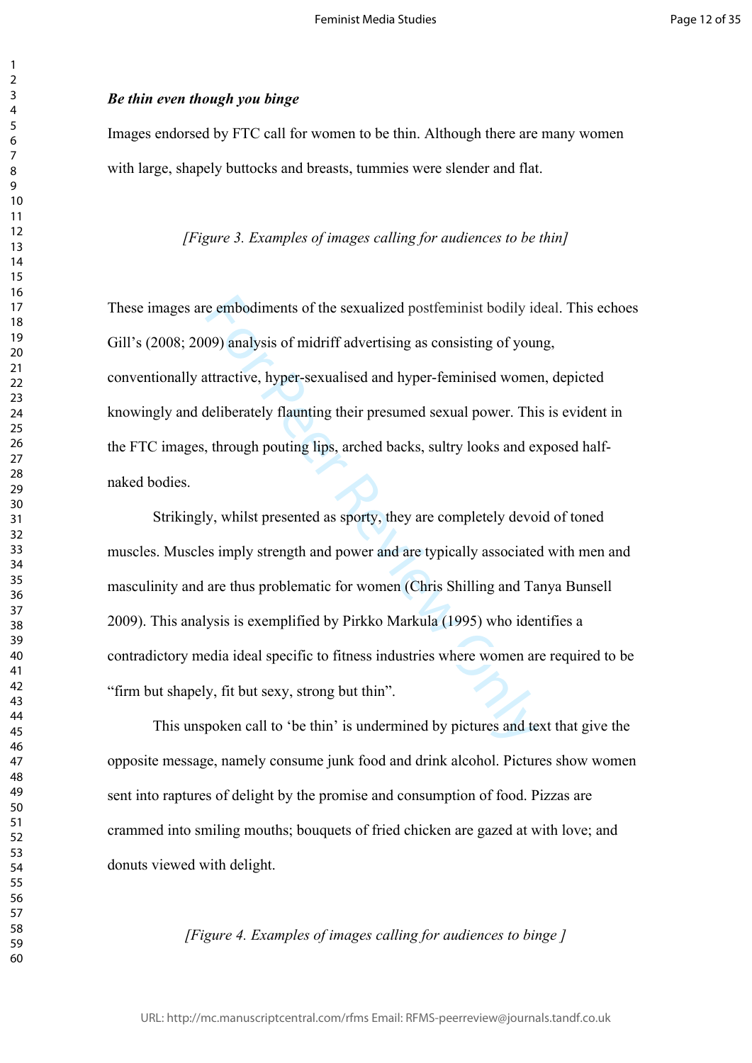***Be thin even though you binge***

Images endorsed by FTC call for women to be thin. Although there are many women with large, shapely buttocks and breasts, tummies were slender and flat.

*[Figure 3. Examples of images calling for audiences to be thin]*

These images are embodiments of the sexualized postfeminist bodily ideal. This echoes Gill's (2008; 2009) analysis of midriff advertising as consisting of young, conventionally attractive, hyper-sexualised and hyper-feminised women, depicted knowingly and deliberately flaunting their presumed sexual power. This is evident in the FTC images, through pouting lips, arched backs, sultry looks and exposed half-naked bodies.

Strikingly, whilst presented as sporty, they are completely devoid of toned muscles. Muscles imply strength and power and are typically associated with men and masculinity and are thus problematic for women (Chris Shilling and Tanya Bunsell 2009). This analysis is exemplified by Pirkko Markula (1995) who identifies a contradictory media ideal specific to fitness industries where women are required to be "firm but shapely, fit but sexy, strong but thin".

This unspoken call to 'be thin' is undermined by pictures and text that give the opposite message, namely consume junk food and drink alcohol. Pictures show women sent into raptures of delight by the promise and consumption of food. Pizzas are crammed into smiling mouths; bouquets of fried chicken are gazed at with love; and donuts viewed with delight.

*[Figure 4. Examples of images calling for audiences to binge ]*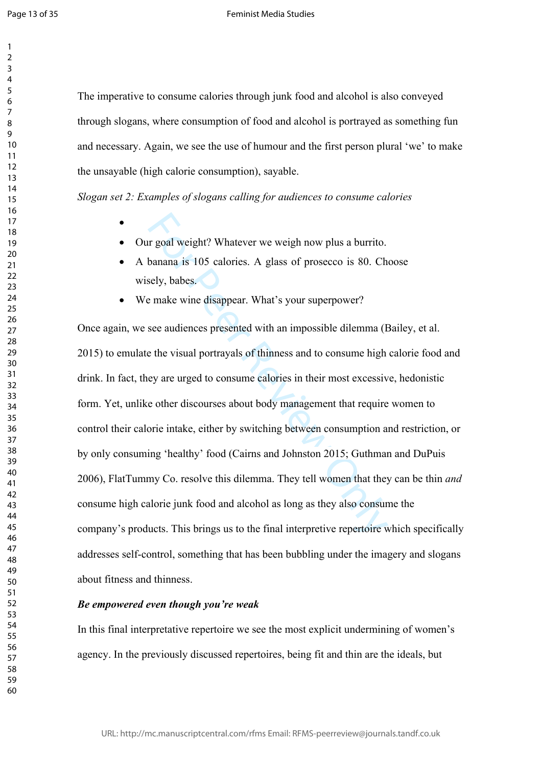The imperative to consume calories through junk food and alcohol is also conveyed through slogans, where consumption of food and alcohol is portrayed as something fun and necessary. Again, we see the use of humour and the first person plural 'we' to make the unsayable (high calorie consumption), sayable.

*Slogan set 2: Examples of slogans calling for audiences to consume calories*

- Our goal weight? Whatever we weigh now plus a burrito.
- A banana is 105 calories. A glass of prosecco is 80. Choose wisely, babes.
- We make wine disappear. What's your superpower?

Once again, we see audiences presented with an impossible dilemma (Bailey, et al. 2015) to emulate the visual portrayals of thinness and to consume high calorie food and drink. In fact, they are urged to consume calories in their most excessive, hedonistic form. Yet, unlike other discourses about body management that require women to control their calorie intake, either by switching between consumption and restriction, or by only consuming 'healthy' food (Cairns and Johnston 2015; Guthman and DuPuis 2006), FlatTummy Co. resolve this dilemma. They tell women that they can be thin *and* consume high calorie junk food and alcohol as long as they also consume the company's products. This brings us to the final interpretive repertoire which specifically addresses self-control, something that has been bubbling under the imagery and slogans about fitness and thinness.

***Be empowered even though you're weak***

In this final interpretative repertoire we see the most explicit undermining of women's agency. In the previously discussed repertoires, being fit and thin are the ideals, but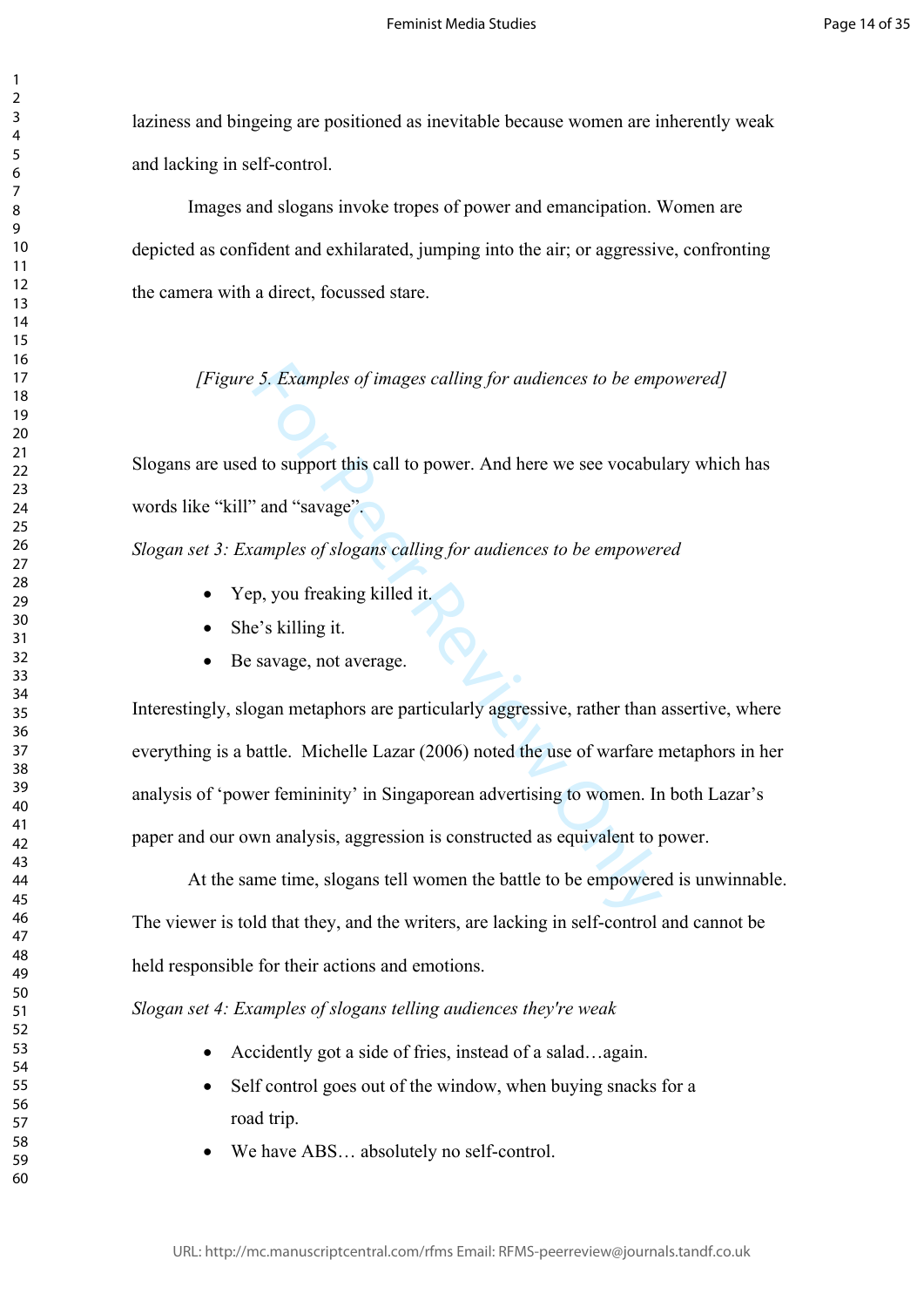laziness and bingeing are positioned as inevitable because women are inherently weak and lacking in self-control.

Images and slogans invoke tropes of power and emancipation. Women are depicted as confident and exhilarated, jumping into the air; or aggressive, confronting the camera with a direct, focussed stare.

*[Figure 5. Examples of images calling for audiences to be empowered]*

Slogans are used to support this call to power. And here we see vocabulary which has words like "kill" and "savage".

*Slogan set 3: Examples of slogans calling for audiences to be empowered*

- Yep, you freaking killed it.
- She's killing it.
- Be savage, not average.

Interestingly, slogan metaphors are particularly aggressive, rather than assertive, where everything is a battle. Michelle Lazar (2006) noted the use of warfare metaphors in her analysis of 'power femininity' in Singaporean advertising to women. In both Lazar's paper and our own analysis, aggression is constructed as equivalent to power.

At the same time, slogans tell women the battle to be empowered is unwinnable. The viewer is told that they, and the writers, are lacking in self-control and cannot be held responsible for their actions and emotions.

*Slogan set 4: Examples of slogans telling audiences they're weak*

- Accidently got a side of fries, instead of a salad…again.
- Self control goes out of the window, when buying snacks for a road trip.
- We have ABS… absolutely no self-control.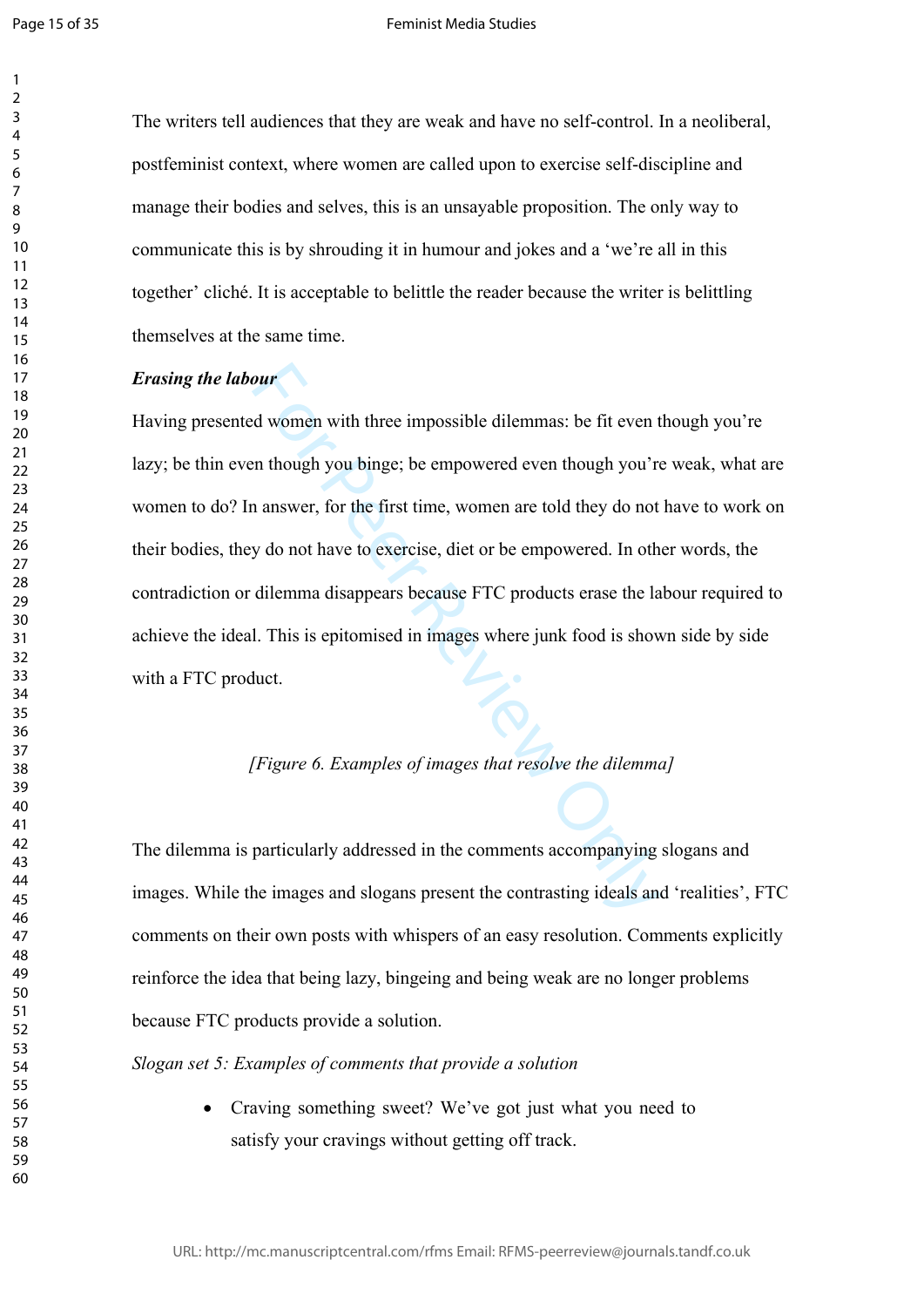The writers tell audiences that they are weak and have no self-control. In a neoliberal, postfeminist context, where women are called upon to exercise self-discipline and manage their bodies and selves, this is an unsayable proposition. The only way to communicate this is by shrouding it in humour and jokes and a 'we're all in this together' cliché. It is acceptable to belittle the reader because the writer is belittling themselves at the same time.

***Erasing the labour***

Having presented women with three impossible dilemmas: be fit even though you're lazy; be thin even though you binge; be empowered even though you're weak, what are women to do? In answer, for the first time, women are told they do not have to work on their bodies, they do not have to exercise, diet or be empowered. In other words, the contradiction or dilemma disappears because FTC products erase the labour required to achieve the ideal. This is epitomised in images where junk food is shown side by side with a FTC product.

*[Figure 6. Examples of images that resolve the dilemma]*

The dilemma is particularly addressed in the comments accompanying slogans and images. While the images and slogans present the contrasting ideals and 'realities', FTC comments on their own posts with whispers of an easy resolution. Comments explicitly reinforce the idea that being lazy, bingeing and being weak are no longer problems because FTC products provide a solution.

*Slogan set 5: Examples of comments that provide a solution*

- Craving something sweet? We've got just what you need to satisfy your cravings without getting off track.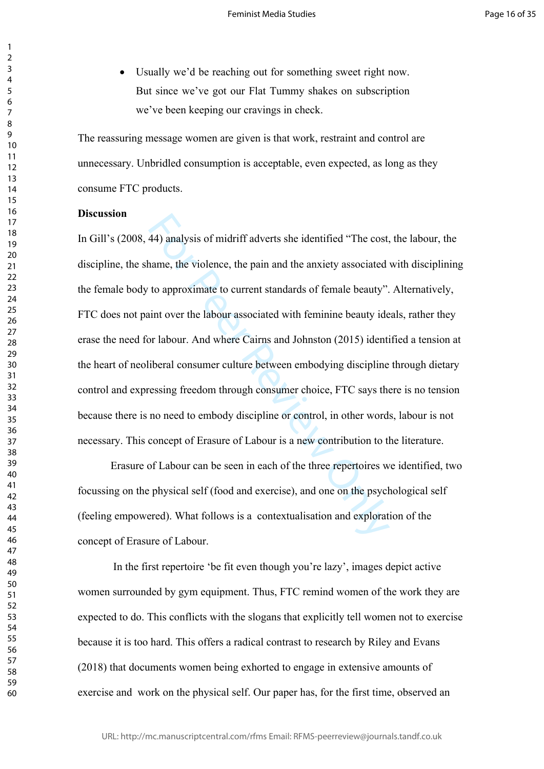- Usually we'd be reaching out for something sweet right now. But since we've got our Flat Tummy shakes on subscription we've been keeping our cravings in check.

The reassuring message women are given is that work, restraint and control are unnecessary. Unbridled consumption is acceptable, even expected, as long as they consume FTC products.

**Discussion**

In Gill's (2008, 44) analysis of midriff adverts she identified "The cost, the labour, the discipline, the shame, the violence, the pain and the anxiety associated with disciplining the female body to approximate to current standards of female beauty". Alternatively, FTC does not paint over the labour associated with feminine beauty ideals, rather they erase the need for labour. And where Cairns and Johnston (2015) identified a tension at the heart of neoliberal consumer culture between embodying discipline through dietary control and expressing freedom through consumer choice, FTC says there is no tension because there is no need to embody discipline or control, in other words, labour is not necessary. This concept of Erasure of Labour is a new contribution to the literature.

Erasure of Labour can be seen in each of the three repertoires we identified, two focussing on the physical self (food and exercise), and one on the psychological self (feeling empowered). What follows is a contextualisation and exploration of the concept of Erasure of Labour.

In the first repertoire 'be fit even though you're lazy', images depict active women surrounded by gym equipment. Thus, FTC remind women of the work they are expected to do. This conflicts with the slogans that explicitly tell women not to exercise because it is too hard. This offers a radical contrast to research by Riley and Evans (2018) that documents women being exhorted to engage in extensive amounts of exercise and work on the physical self. Our paper has, for the first time, observed an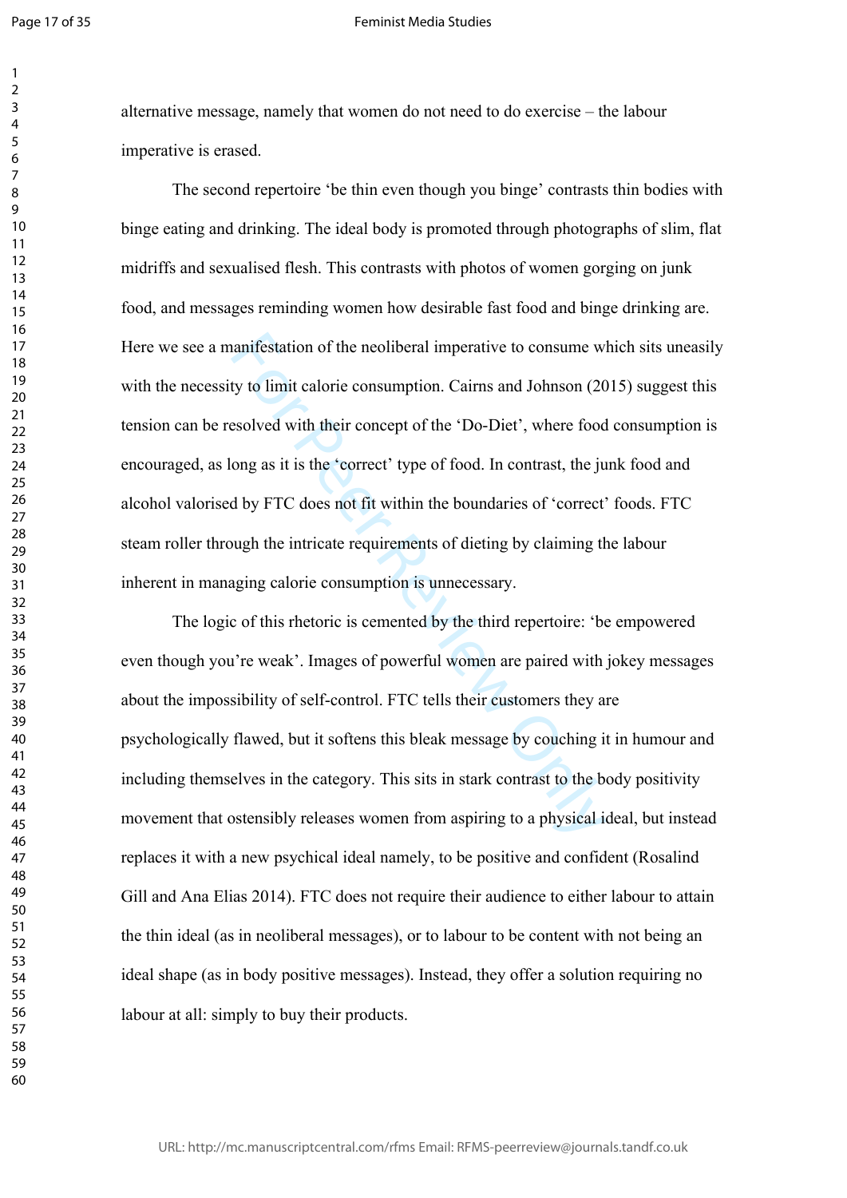alternative message, namely that women do not need to do exercise – the labour imperative is erased.

The second repertoire 'be thin even though you binge' contrasts thin bodies with binge eating and drinking. The ideal body is promoted through photographs of slim, flat midriffs and sexualised flesh. This contrasts with photos of women gorging on junk food, and messages reminding women how desirable fast food and binge drinking are. Here we see a manifestation of the neoliberal imperative to consume which sits uneasily with the necessity to limit calorie consumption. Cairns and Johnson (2015) suggest this tension can be resolved with their concept of the 'Do-Diet', where food consumption is encouraged, as long as it is the 'correct' type of food. In contrast, the junk food and alcohol valorised by FTC does not fit within the boundaries of 'correct' foods. FTC steam roller through the intricate requirements of dieting by claiming the labour inherent in managing calorie consumption is unnecessary.

The logic of this rhetoric is cemented by the third repertoire: 'be empowered even though you're weak'. Images of powerful women are paired with jokey messages about the impossibility of self-control. FTC tells their customers they are psychologically flawed, but it softens this bleak message by couching it in humour and including themselves in the category. This sits in stark contrast to the body positivity movement that ostensibly releases women from aspiring to a physical ideal, but instead replaces it with a new psychical ideal namely, to be positive and confident (Rosalind Gill and Ana Elias 2014). FTC does not require their audience to either labour to attain the thin ideal (as in neoliberal messages), or to labour to be content with not being an ideal shape (as in body positive messages). Instead, they offer a solution requiring no labour at all: simply to buy their products.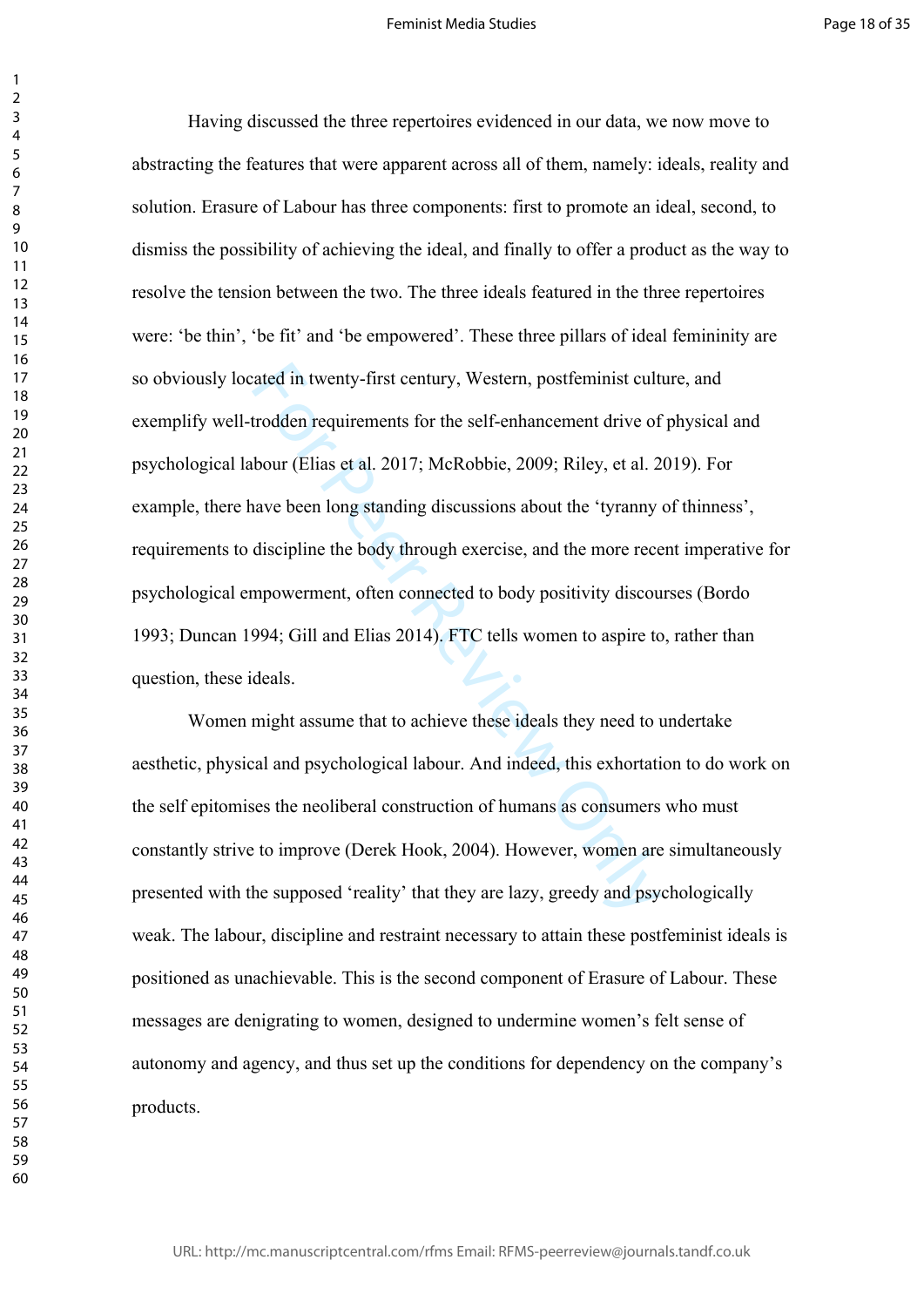Having discussed the three repertoires evidenced in our data, we now move to abstracting the features that were apparent across all of them, namely: ideals, reality and solution. Erasure of Labour has three components: first to promote an ideal, second, to dismiss the possibility of achieving the ideal, and finally to offer a product as the way to resolve the tension between the two. The three ideals featured in the three repertoires were: 'be thin', 'be fit' and 'be empowered'. These three pillars of ideal femininity are so obviously located in twenty-first century, Western, postfeminist culture, and exemplify well-trodden requirements for the self-enhancement drive of physical and psychological labour (Elias et al. 2017; McRobbie, 2009; Riley, et al. 2019). For example, there have been long standing discussions about the 'tyranny of thinness', requirements to discipline the body through exercise, and the more recent imperative for psychological empowerment, often connected to body positivity discourses (Bordo 1993; Duncan 1994; Gill and Elias 2014). FTC tells women to aspire to, rather than question, these ideals.

Women might assume that to achieve these ideals they need to undertake aesthetic, physical and psychological labour. And indeed, this exhortation to do work on the self epitomises the neoliberal construction of humans as consumers who must constantly strive to improve (Derek Hook, 2004). However, women are simultaneously presented with the supposed 'reality' that they are lazy, greedy and psychologically weak. The labour, discipline and restraint necessary to attain these postfeminist ideals is positioned as unachievable. This is the second component of Erasure of Labour. These messages are denigrating to women, designed to undermine women's felt sense of autonomy and agency, and thus set up the conditions for dependency on the company's products.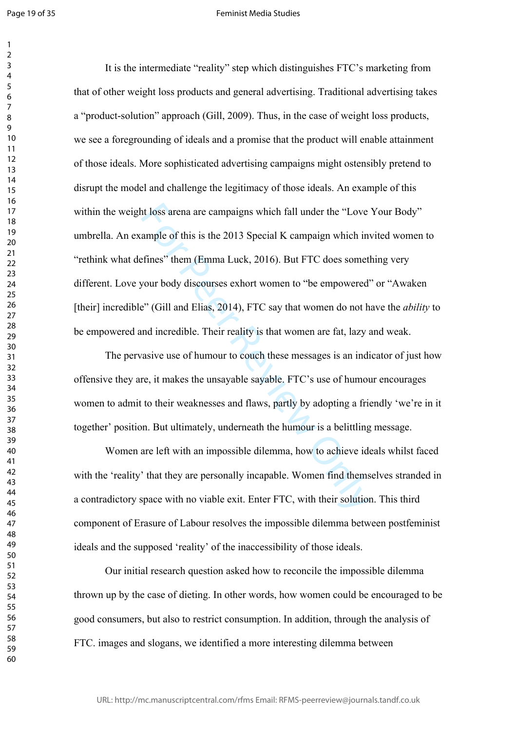It is the intermediate "reality" step which distinguishes FTC's marketing from that of other weight loss products and general advertising. Traditional advertising takes a "product-solution" approach (Gill, 2009). Thus, in the case of weight loss products, we see a foregrounding of ideals and a promise that the product will enable attainment of those ideals. More sophisticated advertising campaigns might ostensibly pretend to disrupt the model and challenge the legitimacy of those ideals. An example of this within the weight loss arena are campaigns which fall under the "Love Your Body" umbrella. An example of this is the 2013 Special K campaign which invited women to "rethink what defines" them (Emma Luck, 2016). But FTC does something very different. Love your body discourses exhort women to "be empowered" or "Awaken [their] incredible" (Gill and Elias, 2014), FTC say that women do not have the *ability* to be empowered and incredible. Their reality is that women are fat, lazy and weak.

The pervasive use of humour to couch these messages is an indicator of just how offensive they are, it makes the unsayable sayable. FTC's use of humour encourages women to admit to their weaknesses and flaws, partly by adopting a friendly 'we're in it together' position. But ultimately, underneath the humour is a belittling message.

Women are left with an impossible dilemma, how to achieve ideals whilst faced with the 'reality' that they are personally incapable. Women find themselves stranded in a contradictory space with no viable exit. Enter FTC, with their solution. This third component of Erasure of Labour resolves the impossible dilemma between postfeminist ideals and the supposed 'reality' of the inaccessibility of those ideals.

Our initial research question asked how to reconcile the impossible dilemma thrown up by the case of dieting. In other words, how women could be encouraged to be good consumers, but also to restrict consumption. In addition, through the analysis of FTC. images and slogans, we identified a more interesting dilemma between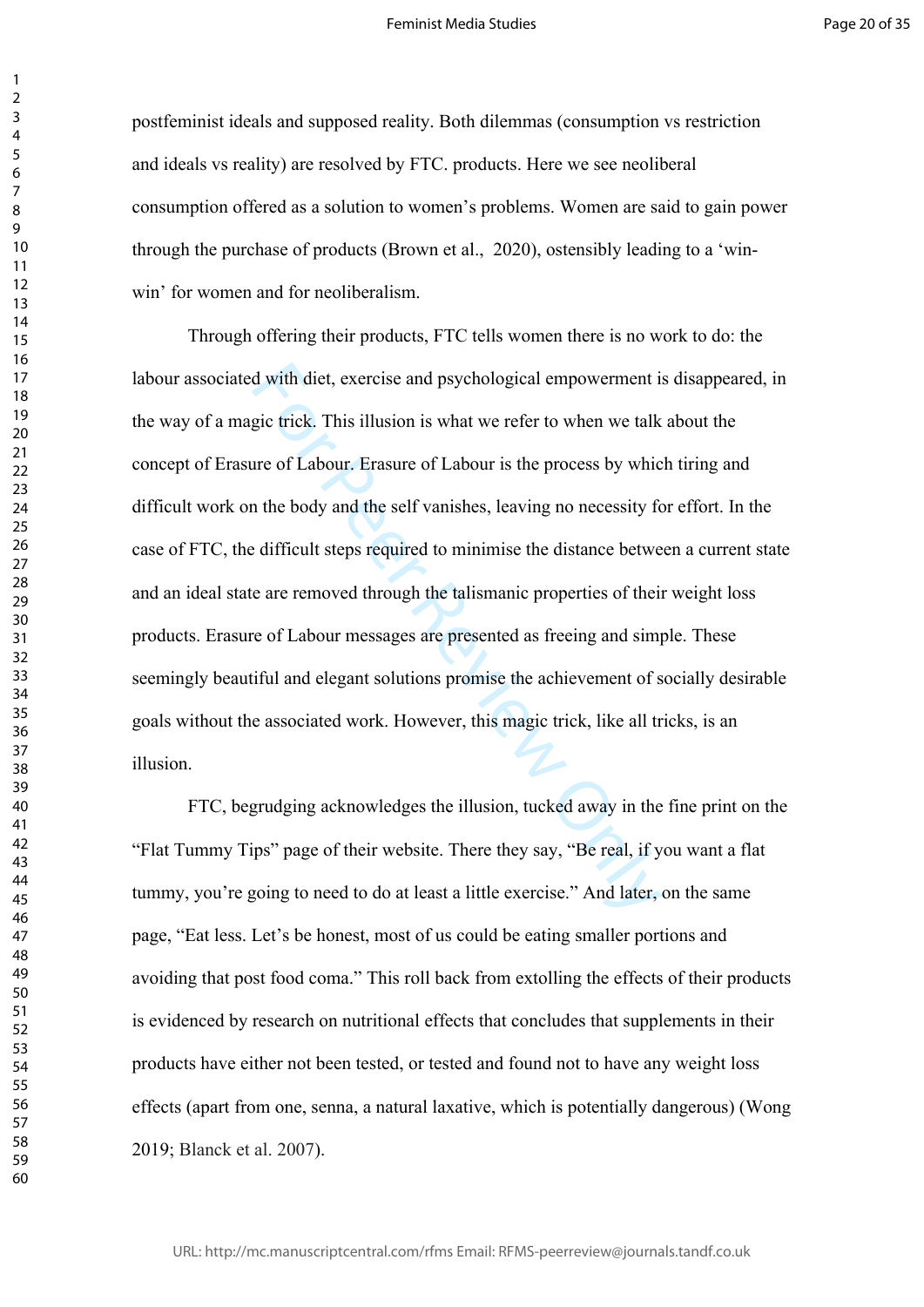postfeminist ideals and supposed reality. Both dilemmas (consumption vs restriction and ideals vs reality) are resolved by FTC. products. Here we see neoliberal consumption offered as a solution to women's problems. Women are said to gain power through the purchase of products (Brown et al., 2020), ostensibly leading to a 'win-win' for women and for neoliberalism.

Through offering their products, FTC tells women there is no work to do: the labour associated with diet, exercise and psychological empowerment is disappeared, in the way of a magic trick. This illusion is what we refer to when we talk about the concept of Erasure of Labour. Erasure of Labour is the process by which tiring and difficult work on the body and the self vanishes, leaving no necessity for effort. In the case of FTC, the difficult steps required to minimise the distance between a current state and an ideal state are removed through the talismanic properties of their weight loss products. Erasure of Labour messages are presented as freeing and simple. These seemingly beautiful and elegant solutions promise the achievement of socially desirable goals without the associated work. However, this magic trick, like all tricks, is an illusion.

FTC, begrudging acknowledges the illusion, tucked away in the fine print on the "Flat Tummy Tips" page of their website. There they say, "Be real, if you want a flat tummy, you're going to need to do at least a little exercise." And later, on the same page, "Eat less. Let's be honest, most of us could be eating smaller portions and avoiding that post food coma." This roll back from extolling the effects of their products is evidenced by research on nutritional effects that concludes that supplements in their products have either not been tested, or tested and found not to have any weight loss effects (apart from one, senna, a natural laxative, which is potentially dangerous) (Wong 2019; Blanck et al. 2007).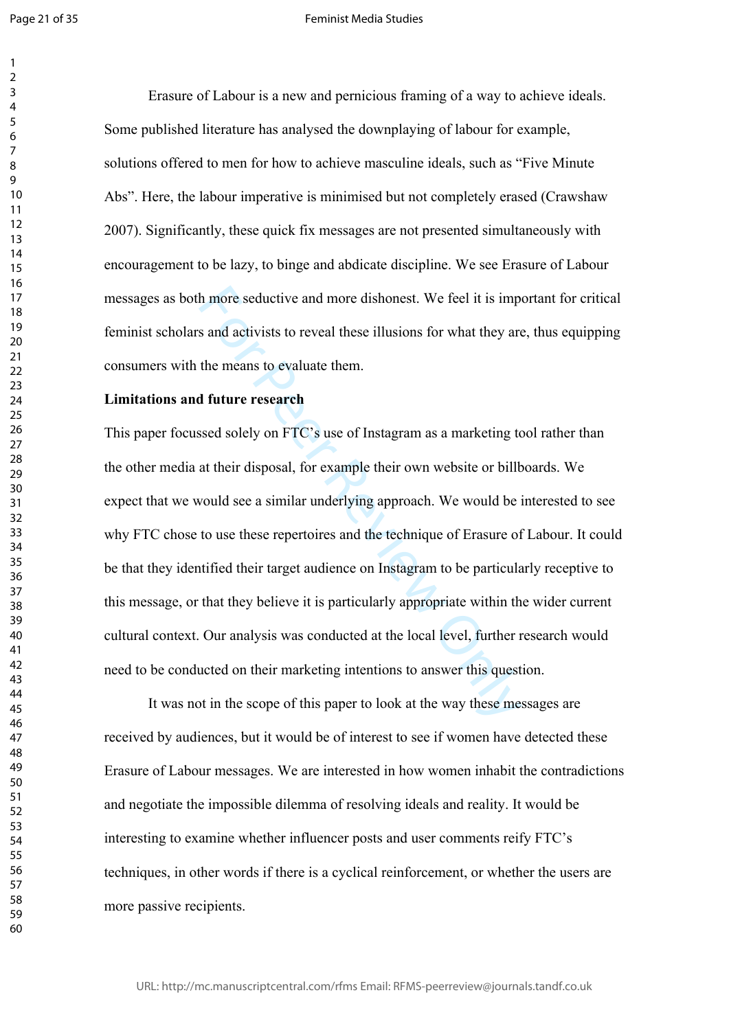Erasure of Labour is a new and pernicious framing of a way to achieve ideals. Some published literature has analysed the downplaying of labour for example, solutions offered to men for how to achieve masculine ideals, such as "Five Minute Abs". Here, the labour imperative is minimised but not completely erased (Crawshaw 2007). Significantly, these quick fix messages are not presented simultaneously with encouragement to be lazy, to binge and abdicate discipline. We see Erasure of Labour messages as both more seductive and more dishonest. We feel it is important for critical feminist scholars and activists to reveal these illusions for what they are, thus equipping consumers with the means to evaluate them.

**Limitations and future research**

This paper focussed solely on FTC's use of Instagram as a marketing tool rather than the other media at their disposal, for example their own website or billboards. We expect that we would see a similar underlying approach. We would be interested to see why FTC chose to use these repertoires and the technique of Erasure of Labour. It could be that they identified their target audience on Instagram to be particularly receptive to this message, or that they believe it is particularly appropriate within the wider current cultural context. Our analysis was conducted at the local level, further research would need to be conducted on their marketing intentions to answer this question.

It was not in the scope of this paper to look at the way these messages are received by audiences, but it would be of interest to see if women have detected these Erasure of Labour messages. We are interested in how women inhabit the contradictions and negotiate the impossible dilemma of resolving ideals and reality. It would be interesting to examine whether influencer posts and user comments reify FTC's techniques, in other words if there is a cyclical reinforcement, or whether the users are more passive recipients.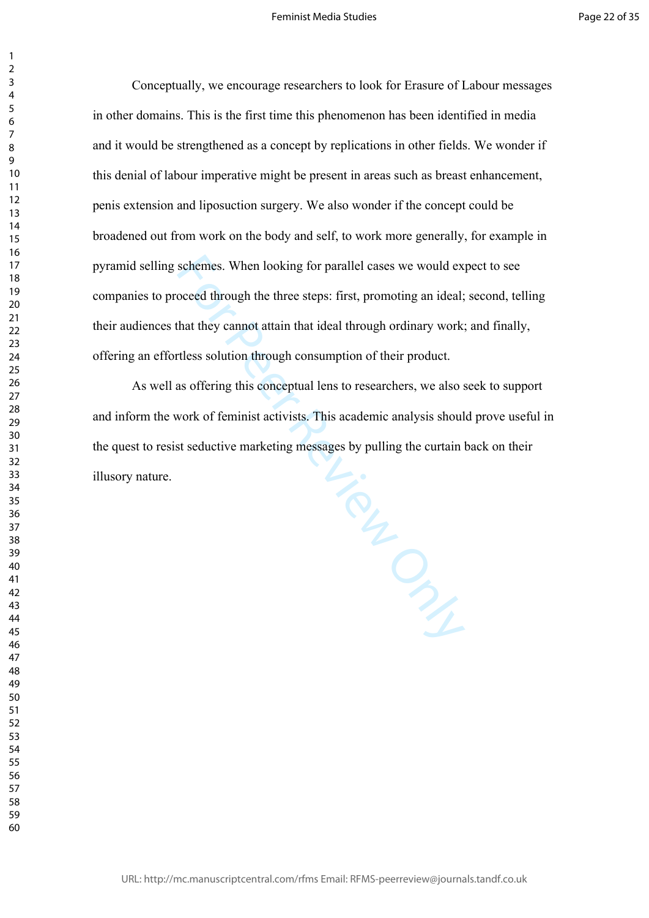Conceptually, we encourage researchers to look for Erasure of Labour messages in other domains. This is the first time this phenomenon has been identified in media and it would be strengthened as a concept by replications in other fields. We wonder if this denial of labour imperative might be present in areas such as breast enhancement, penis extension and liposuction surgery. We also wonder if the concept could be broadened out from work on the body and self, to work more generally, for example in pyramid selling schemes. When looking for parallel cases we would expect to see companies to proceed through the three steps: first, promoting an ideal; second, telling their audiences that they cannot attain that ideal through ordinary work; and finally, offering an effortless solution through consumption of their product.

As well as offering this conceptual lens to researchers, we also seek to support and inform the work of feminist activists. This academic analysis should prove useful in the quest to resist seductive marketing messages by pulling the curtain back on their illusory nature.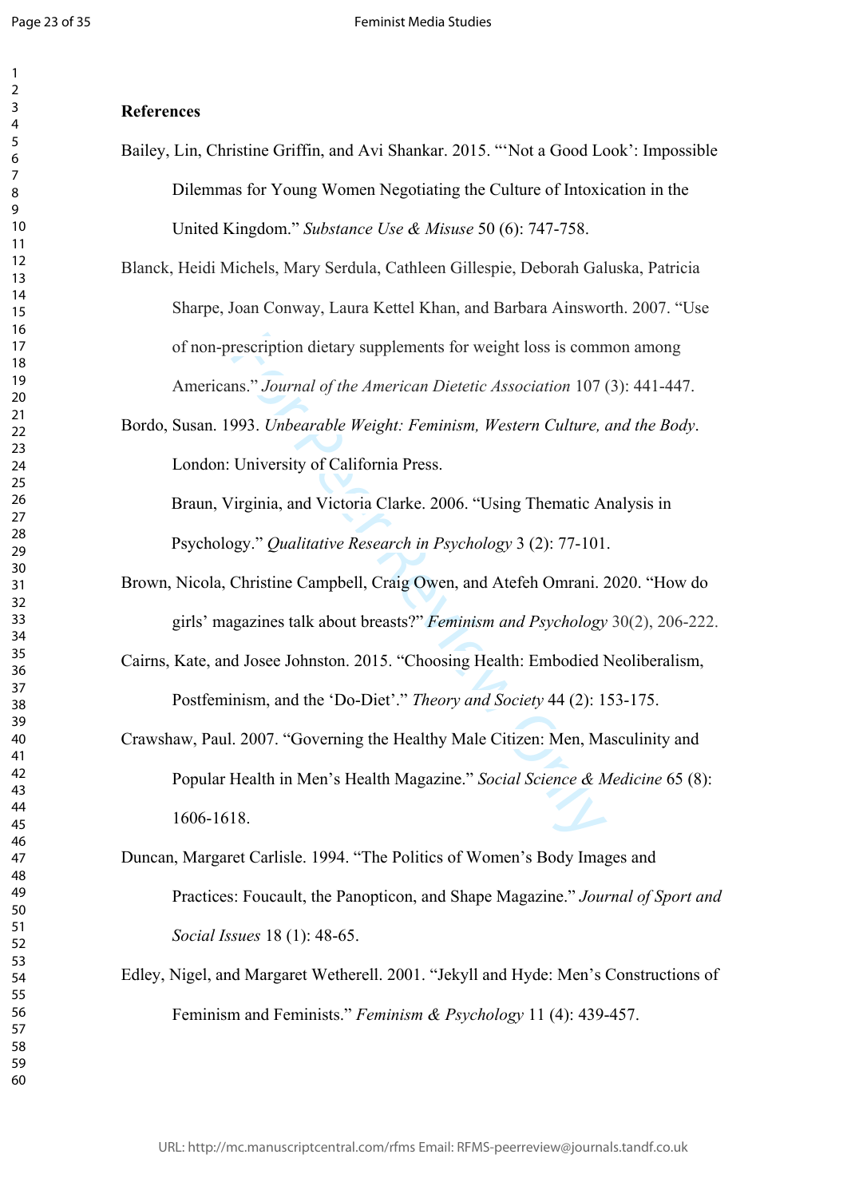**References**

Bailey, Lin, Christine Griffin, and Avi Shankar. 2015. "'Not a Good Look': Impossible Dilemmas for Young Women Negotiating the Culture of Intoxication in the United Kingdom." *Substance Use & Misuse* 50 (6): 747-758.

Blanck, Heidi Michels, Mary Serdula, Cathleen Gillespie, Deborah Galuska, Patricia Sharpe, Joan Conway, Laura Kettel Khan, and Barbara Ainsworth. 2007. "Use of non-prescription dietary supplements for weight loss is common among Americans." *Journal of the American Dietetic Association* 107 (3): 441-447.

Bordo, Susan. 1993. *Unbearable Weight: Feminism, Western Culture, and the Body*. London: University of California Press.

Braun, Virginia, and Victoria Clarke. 2006. "Using Thematic Analysis in Psychology." *Qualitative Research in Psychology* 3 (2): 77-101.

Brown, Nicola, Christine Campbell, Craig Owen, and Atefeh Omrani. 2020. "How do girls' magazines talk about breasts?" *Feminism and Psychology* 30(2), 206-222.

Cairns, Kate, and Josee Johnston. 2015. "Choosing Health: Embodied Neoliberalism, Postfeminism, and the 'Do-Diet'." *Theory and Society* 44 (2): 153-175.

Crawshaw, Paul. 2007. "Governing the Healthy Male Citizen: Men, Masculinity and Popular Health in Men's Health Magazine." *Social Science & Medicine* 65 (8): 1606-1618.

Duncan, Margaret Carlisle. 1994. "The Politics of Women's Body Images and Practices: Foucault, the Panopticon, and Shape Magazine." *Journal of Sport and Social Issues* 18 (1): 48-65.

Edley, Nigel, and Margaret Wetherell. 2001. "Jekyll and Hyde: Men's Constructions of Feminism and Feminists." *Feminism & Psychology* 11 (4): 439-457.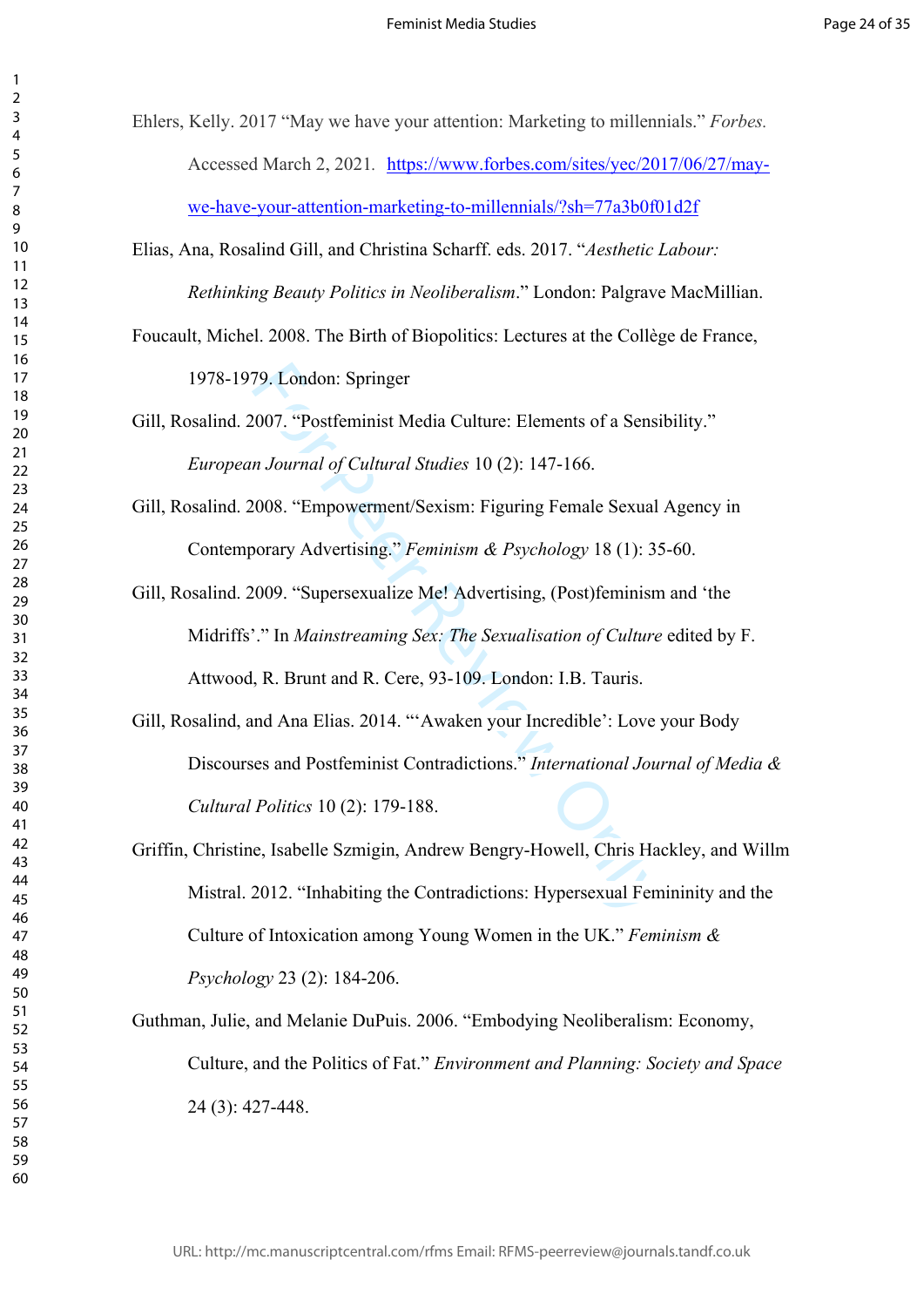Ehlers, Kelly. 2017 "May we have your attention: Marketing to millennials." *Forbes.* Accessed March 2, 2021. https://www.forbes.com/sites/yec/2017/06/27/may-we-have-your-attention-marketing-to-millennials/?sh=77a3b0f01d2f

Elias, Ana, Rosalind Gill, and Christina Scharff. eds. 2017. "*Aesthetic Labour: Rethinking Beauty Politics in Neoliberalism*." London: Palgrave MacMillian.

Foucault, Michel. 2008. The Birth of Biopolitics: Lectures at the Collège de France, 1978-1979. London: Springer

Gill, Rosalind. 2007. "Postfeminist Media Culture: Elements of a Sensibility." *European Journal of Cultural Studies* 10 (2): 147-166.

Gill, Rosalind. 2008. "Empowerment/Sexism: Figuring Female Sexual Agency in Contemporary Advertising." *Feminism & Psychology* 18 (1): 35-60.

Gill, Rosalind. 2009. "Supersexualize Me! Advertising, (Post)feminism and 'the Midriffs'." In *Mainstreaming Sex: The Sexualisation of Culture* edited by F. Attwood, R. Brunt and R. Cere, 93-109. London: I.B. Tauris.

Gill, Rosalind, and Ana Elias. 2014. "'Awaken your Incredible': Love your Body Discourses and Postfeminist Contradictions." *International Journal of Media & Cultural Politics* 10 (2): 179-188.

Griffin, Christine, Isabelle Szmigin, Andrew Bengry-Howell, Chris Hackley, and Willm Mistral. 2012. "Inhabiting the Contradictions: Hypersexual Femininity and the Culture of Intoxication among Young Women in the UK." *Feminism & Psychology* 23 (2): 184-206.

Guthman, Julie, and Melanie DuPuis. 2006. "Embodying Neoliberalism: Economy, Culture, and the Politics of Fat." *Environment and Planning: Society and Space* 24 (3): 427-448.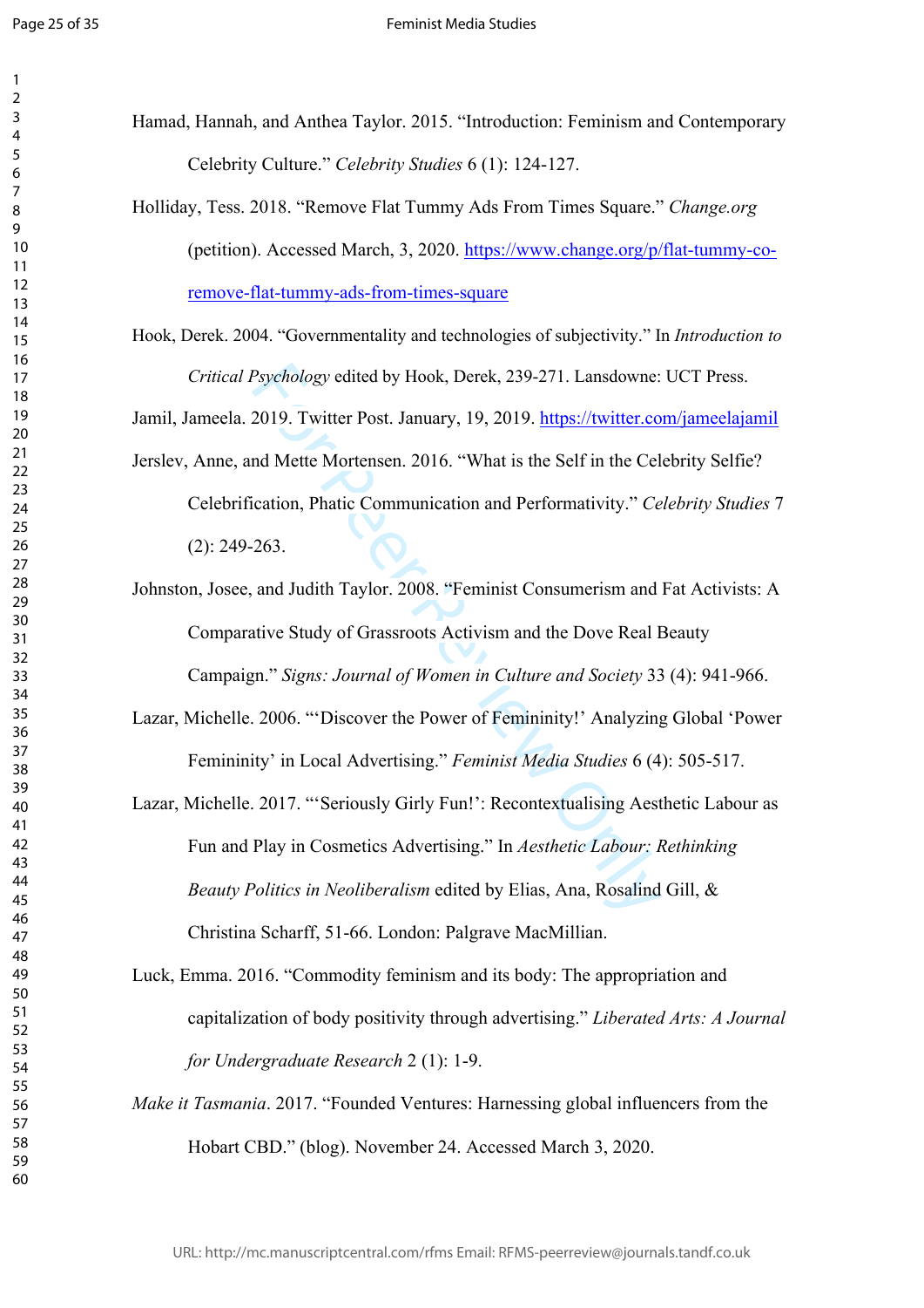Hamad, Hannah, and Anthea Taylor. 2015. "Introduction: Feminism and Contemporary Celebrity Culture." *Celebrity Studies* 6 (1): 124-127.

Holliday, Tess. 2018. "Remove Flat Tummy Ads From Times Square." *Change.org* (petition). Accessed March, 3, 2020. https://www.change.org/p/flat-tummy-co-remove-flat-tummy-ads-from-times-square

Hook, Derek. 2004. "Governmentality and technologies of subjectivity." In *Introduction to Critical Psychology* edited by Hook, Derek, 239-271. Lansdowne: UCT Press.

Jamil, Jameela. 2019. Twitter Post. January, 19, 2019. https://twitter.com/jameelajamil

Jerslev, Anne, and Mette Mortensen. 2016. "What is the Self in the Celebrity Selfie? Celebrification, Phatic Communication and Performativity." *Celebrity Studies* 7 (2): 249-263.

Johnston, Josee, and Judith Taylor. 2008. "Feminist Consumerism and Fat Activists: A Comparative Study of Grassroots Activism and the Dove Real Beauty Campaign." *Signs: Journal of Women in Culture and Society* 33 (4): 941-966.

Lazar, Michelle. 2006. "'Discover the Power of Femininity!' Analyzing Global 'Power Femininity' in Local Advertising." *Feminist Media Studies* 6 (4): 505-517.

Lazar, Michelle. 2017. "'Seriously Girly Fun!': Recontextualising Aesthetic Labour as Fun and Play in Cosmetics Advertising." In *Aesthetic Labour: Rethinking Beauty Politics in Neoliberalism* edited by Elias, Ana, Rosalind Gill, & Christina Scharff, 51-66. London: Palgrave MacMillian.

Luck, Emma. 2016. "Commodity feminism and its body: The appropriation and capitalization of body positivity through advertising." *Liberated Arts: A Journal for Undergraduate Research* 2 (1): 1-9.

*Make it Tasmania*. 2017. "Founded Ventures: Harnessing global influencers from the Hobart CBD." (blog). November 24. Accessed March 3, 2020.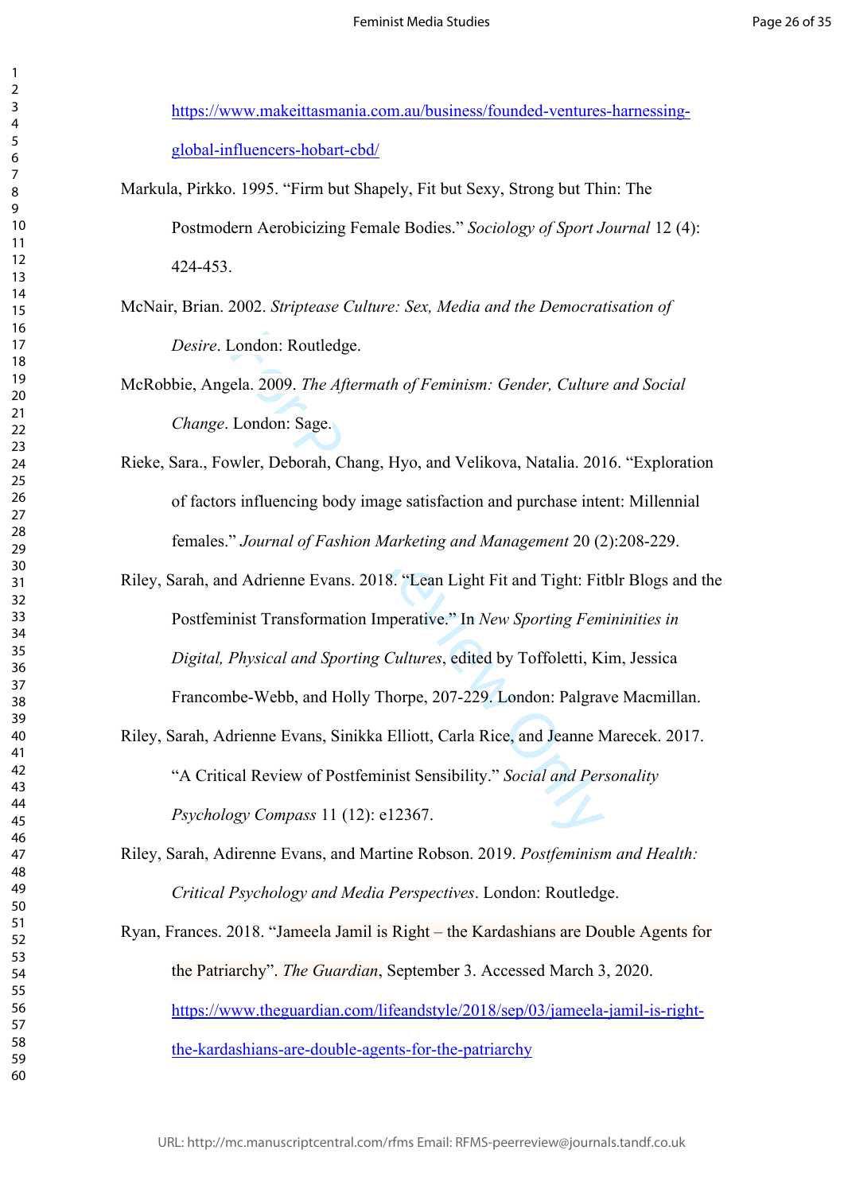https://www.makeittasmania.com.au/business/founded-ventures-harnessing-global-influencers-hobart-cbd/

Markula, Pirkko. 1995. "Firm but Shapely, Fit but Sexy, Strong but Thin: The Postmodern Aerobicizing Female Bodies." *Sociology of Sport Journal* 12 (4): 424-453.

McNair, Brian. 2002. *Striptease Culture: Sex, Media and the Democratisation of Desire*. London: Routledge.

McRobbie, Angela. 2009. *The Aftermath of Feminism: Gender, Culture and Social Change*. London: Sage.

Rieke, Sara., Fowler, Deborah, Chang, Hyo, and Velikova, Natalia. 2016. "Exploration of factors influencing body image satisfaction and purchase intent: Millennial females." *Journal of Fashion Marketing and Management* 20 (2):208-229.

Riley, Sarah, and Adrienne Evans. 2018. "Lean Light Fit and Tight: Fitblr Blogs and the Postfeminist Transformation Imperative." In *New Sporting Femininities in Digital, Physical and Sporting Cultures*, edited by Toffoletti, Kim, Jessica Francombe-Webb, and Holly Thorpe, 207-229. London: Palgrave Macmillan.

Riley, Sarah, Adrienne Evans, Sinikka Elliott, Carla Rice, and Jeanne Marecek. 2017. "A Critical Review of Postfeminist Sensibility." *Social and Personality Psychology Compass* 11 (12): e12367.

Riley, Sarah, Adirenne Evans, and Martine Robson. 2019. *Postfeminism and Health: Critical Psychology and Media Perspectives*. London: Routledge.

Ryan, Frances. 2018. "Jameela Jamil is Right – the Kardashians are Double Agents for the Patriarchy". *The Guardian*, September 3. Accessed March 3, 2020. https://www.theguardian.com/lifeandstyle/2018/sep/03/jameela-jamil-is-right-the-kardashians-are-double-agents-for-the-patriarchy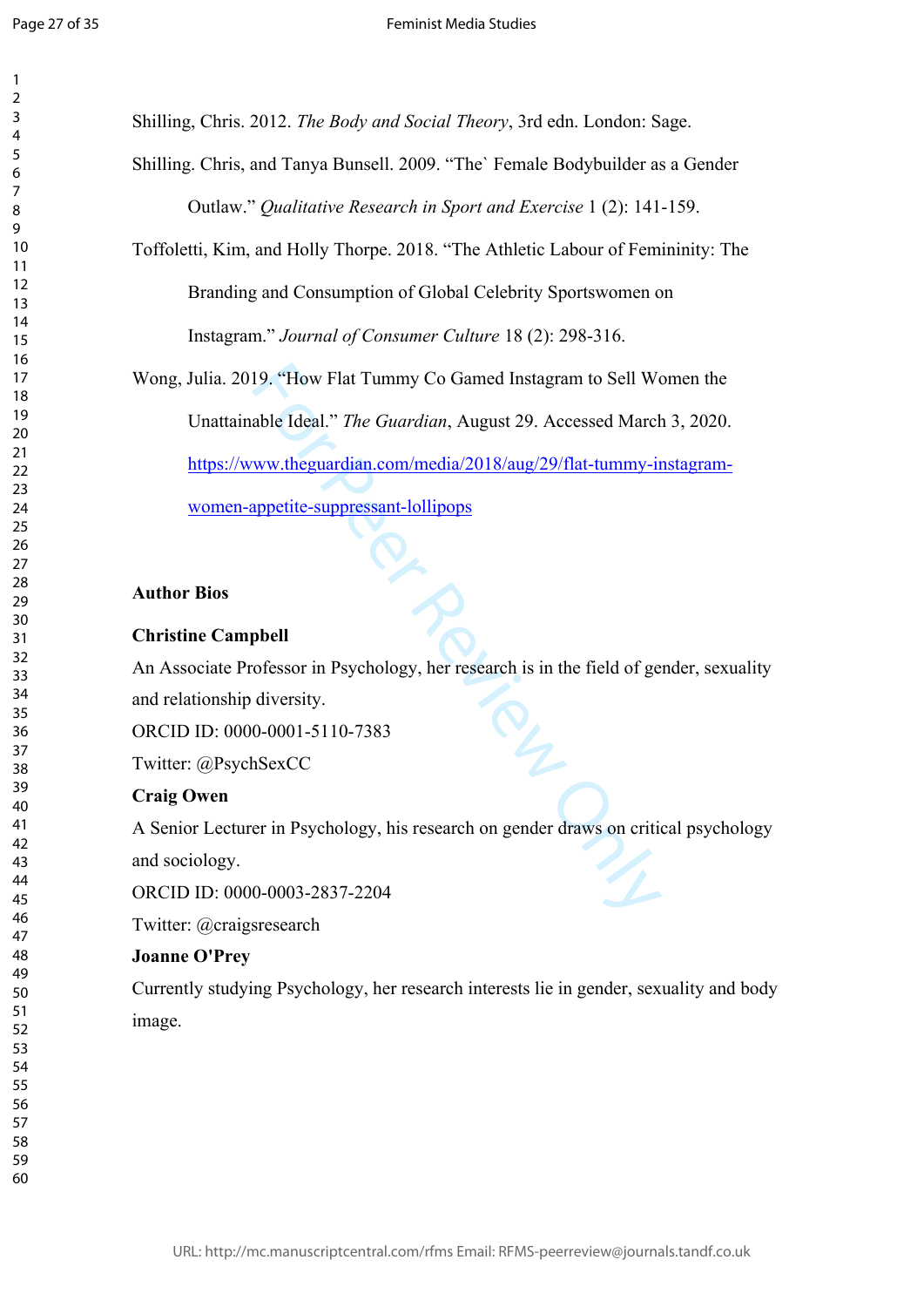Shilling, Chris. 2012. *The Body and Social Theory*, 3rd edn. London: Sage.

Shilling. Chris, and Tanya Bunsell. 2009. "The` Female Bodybuilder as a Gender Outlaw." *Qualitative Research in Sport and Exercise* 1 (2): 141-159.

Toffoletti, Kim, and Holly Thorpe. 2018. "The Athletic Labour of Femininity: The Branding and Consumption of Global Celebrity Sportswomen on Instagram." *Journal of Consumer Culture* 18 (2): 298-316.

Wong, Julia. 2019. "How Flat Tummy Co Gamed Instagram to Sell Women the Unattainable Ideal." *The Guardian*, August 29. Accessed March 3, 2020. https://www.theguardian.com/media/2018/aug/29/flat-tummy-instagram-women-appetite-suppressant-lollipops

**Author Bios**

**Christine Campbell**

An Associate Professor in Psychology, her research is in the field of gender, sexuality and relationship diversity.

ORCID ID: 0000-0001-5110-7383

Twitter: @PsychSexCC

**Craig Owen**

A Senior Lecturer in Psychology, his research on gender draws on critical psychology and sociology.

ORCID ID: 0000-0003-2837-2204

Twitter: @craigsresearch

**Joanne O'Prey**

Currently studying Psychology, her research interests lie in gender, sexuality and body image.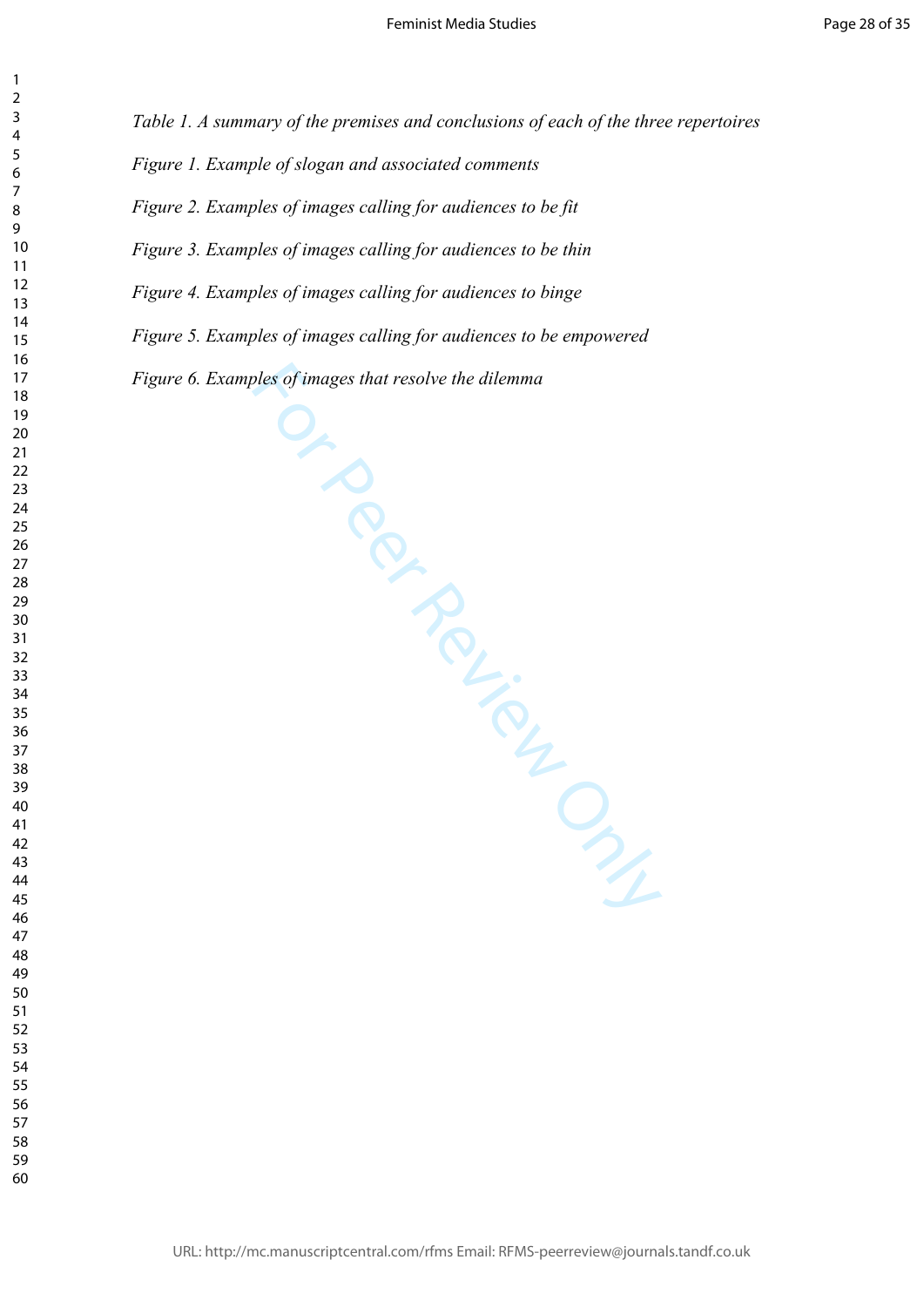*Table 1. A summary of the premises and conclusions of each of the three repertoires*

*Figure 1. Example of slogan and associated comments*

*Figure 2. Examples of images calling for audiences to be fit*

*Figure 3. Examples of images calling for audiences to be thin*

*Figure 4. Examples of images calling for audiences to binge*

*Figure 5. Examples of images calling for audiences to be empowered*

*Figure 6. Examples of images that resolve the dilemma*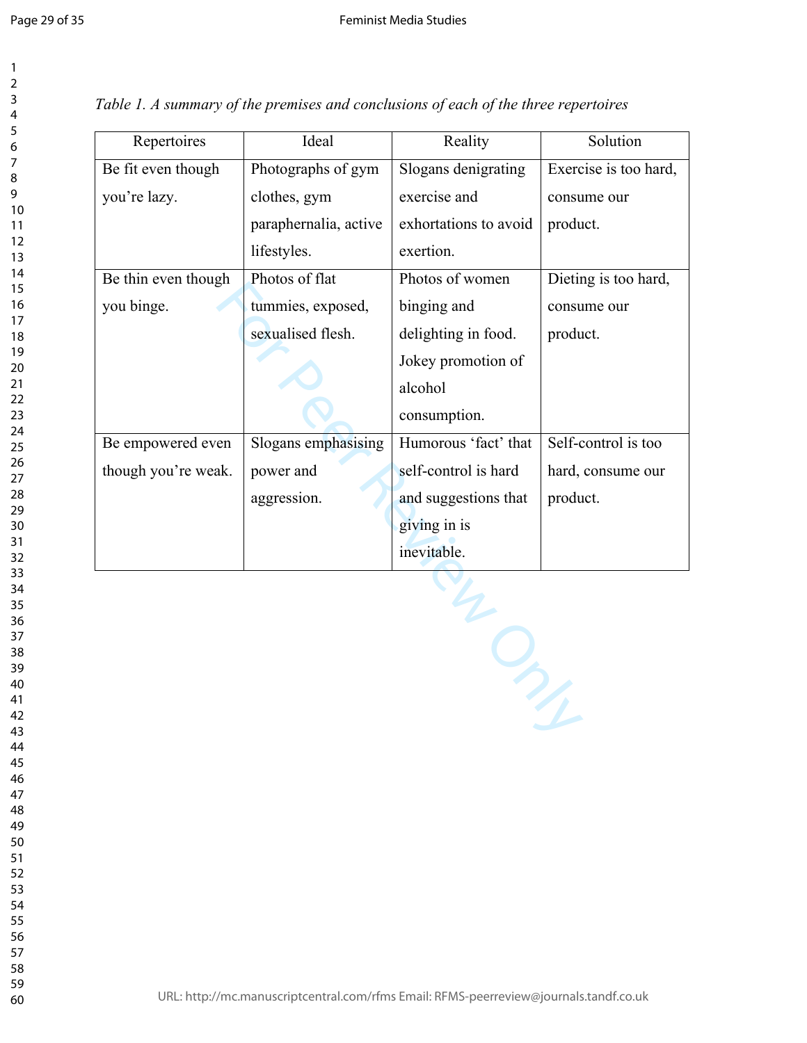*Table 1. A summary of the premises and conclusions of each of the three repertoires*

| Repertoires | Ideal | Reality | Solution |
|---|---|---|---|
| Be fit even though you're lazy. | Photographs of gym clothes, gym paraphernalia, active lifestyles. | Slogans denigrating exercise and exhortations to avoid exertion. | Exercise is too hard, consume our product. |
| Be thin even though you binge. | Photos of flat tummies, exposed, sexualised flesh. | Photos of women binging and delighting in food. Jokey promotion of alcohol consumption. | Dieting is too hard, consume our product. |
| Be empowered even though you're weak. | Slogans emphasising power and aggression. | Humorous 'fact' that self-control is hard and suggestions that giving in is inevitable. | Self-control is too hard, consume our product. |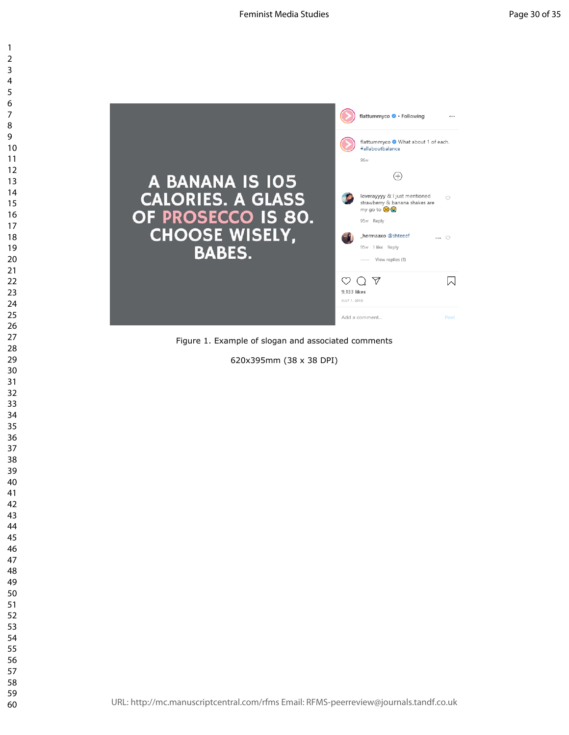A BANANA IS 105 CALORIES. A GLASS OF PROSECCO IS 80. CHOOSE WISELY, BABES.

flattummyco • Following

flattummyco What about 1 of each. #allaboutbalance

96w

loverayyyy & I just mentioned strawberry & banana shakes are my go to 😣😭

95w Reply

_hermaaxo @shteeef

95w 1 like Reply

View replies (1)

9,133 likes

JULY 1, 2018

Add a comment... Post

Figure 1. Example of slogan and associated comments

620x395mm (38 x 38 DPI)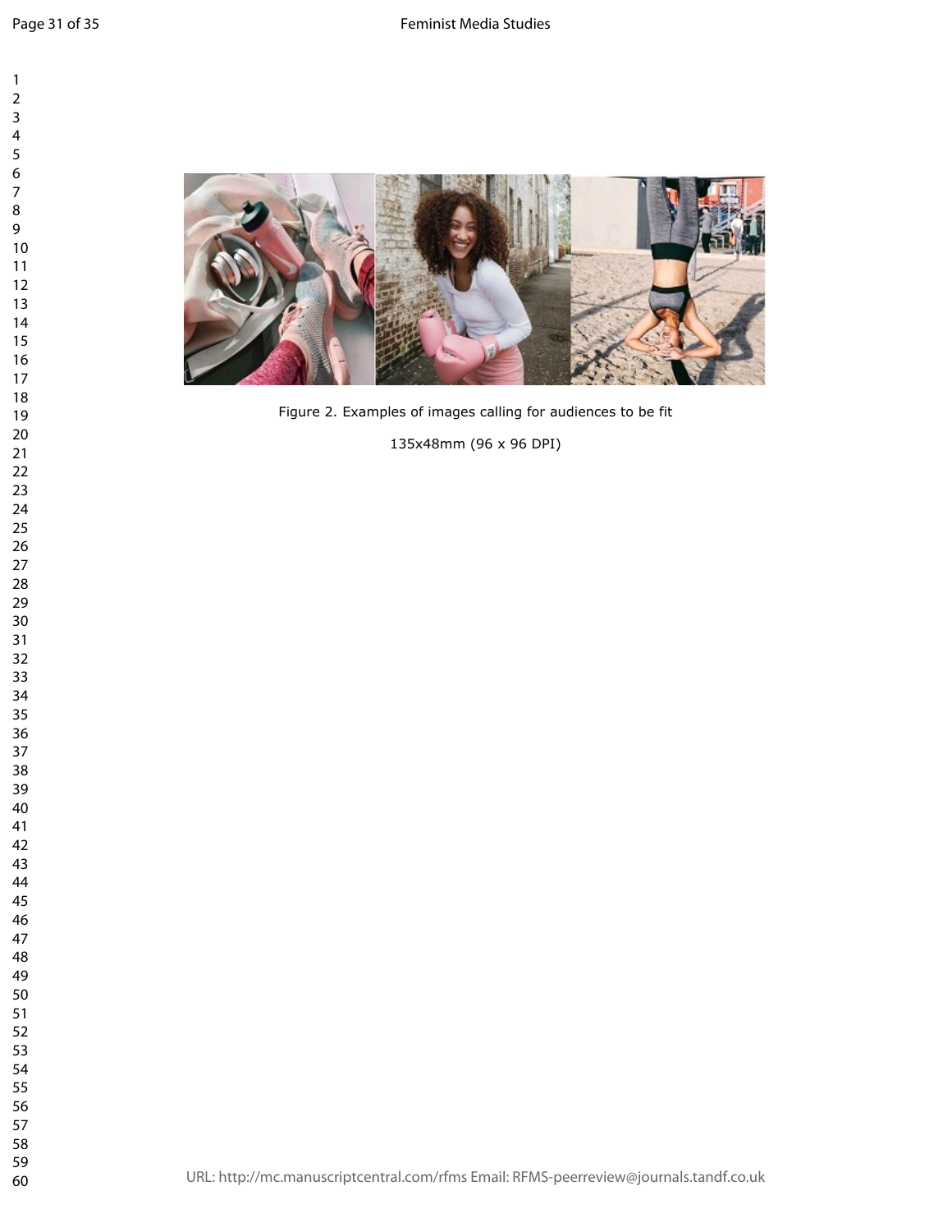Figure 2. Examples of images calling for audiences to be fit

135x48mm (96 x 96 DPI)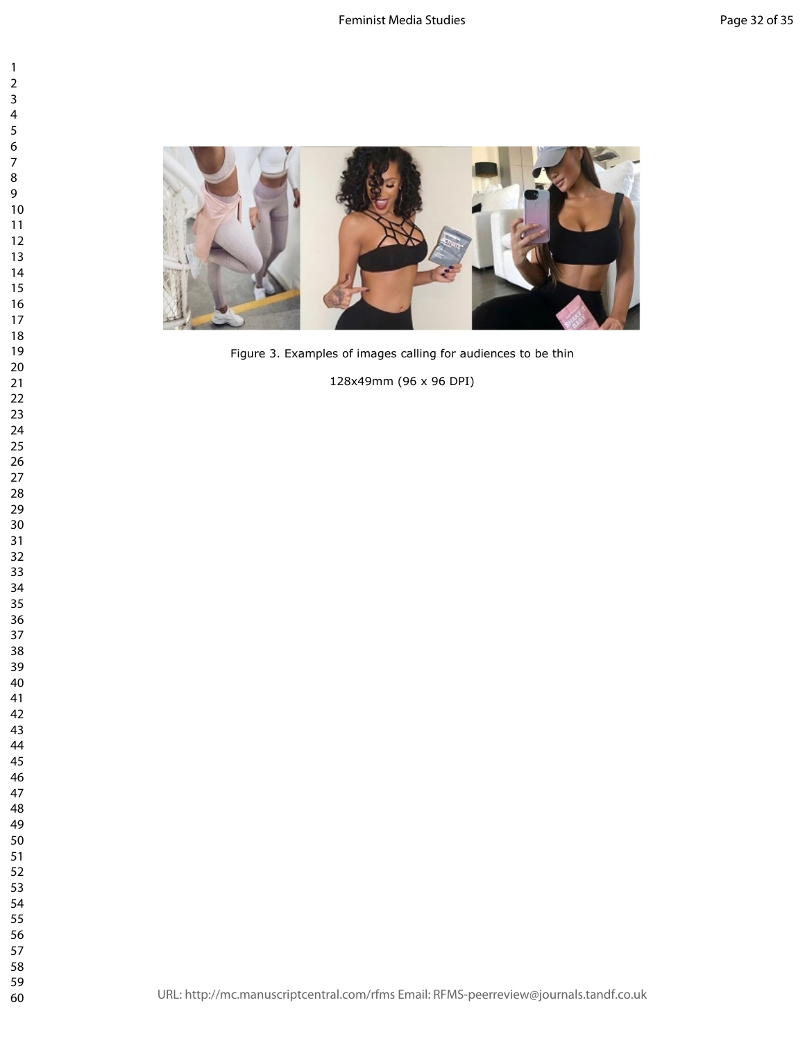Figure 3. Examples of images calling for audiences to be thin

128x49mm (96 x 96 DPI)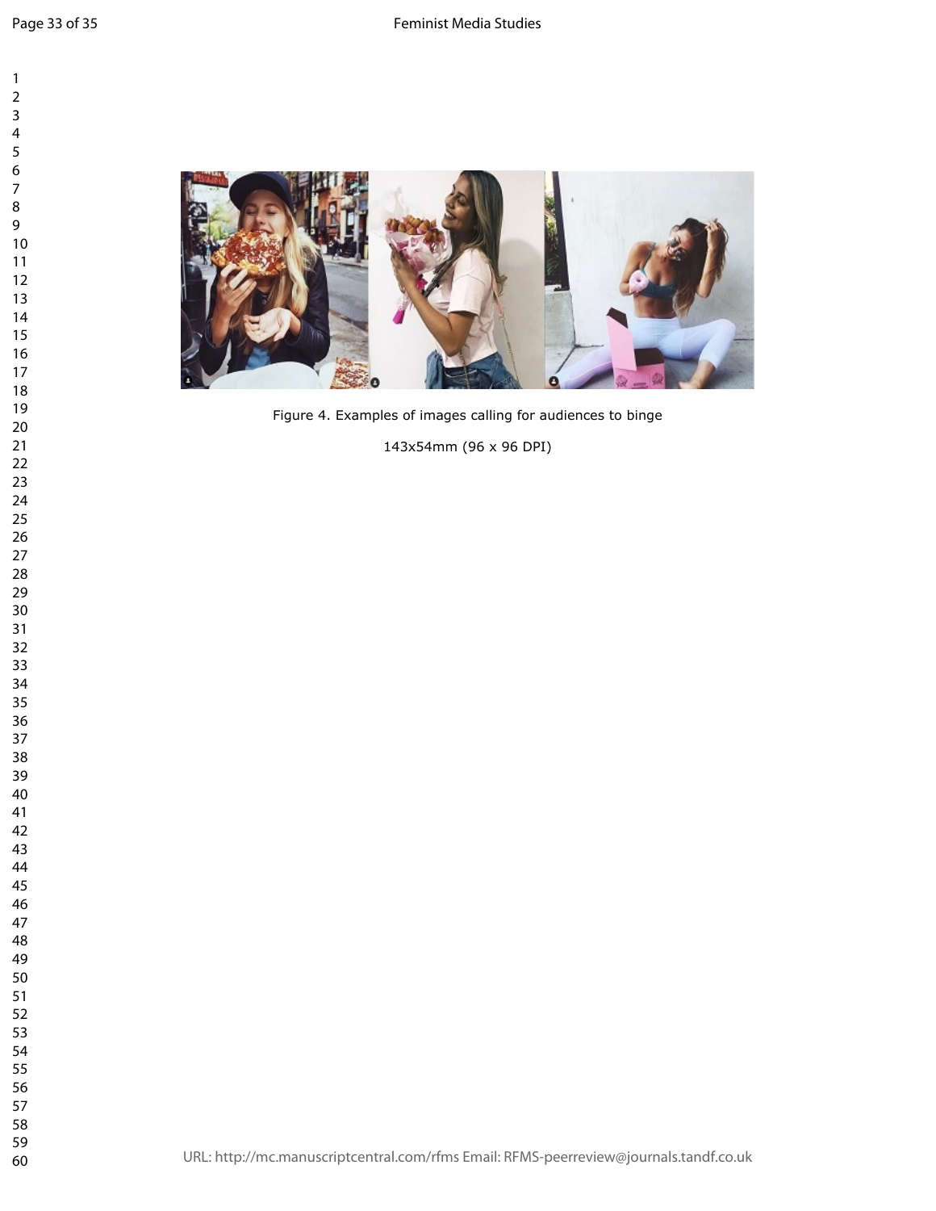Figure 4. Examples of images calling for audiences to binge

143x54mm (96 x 96 DPI)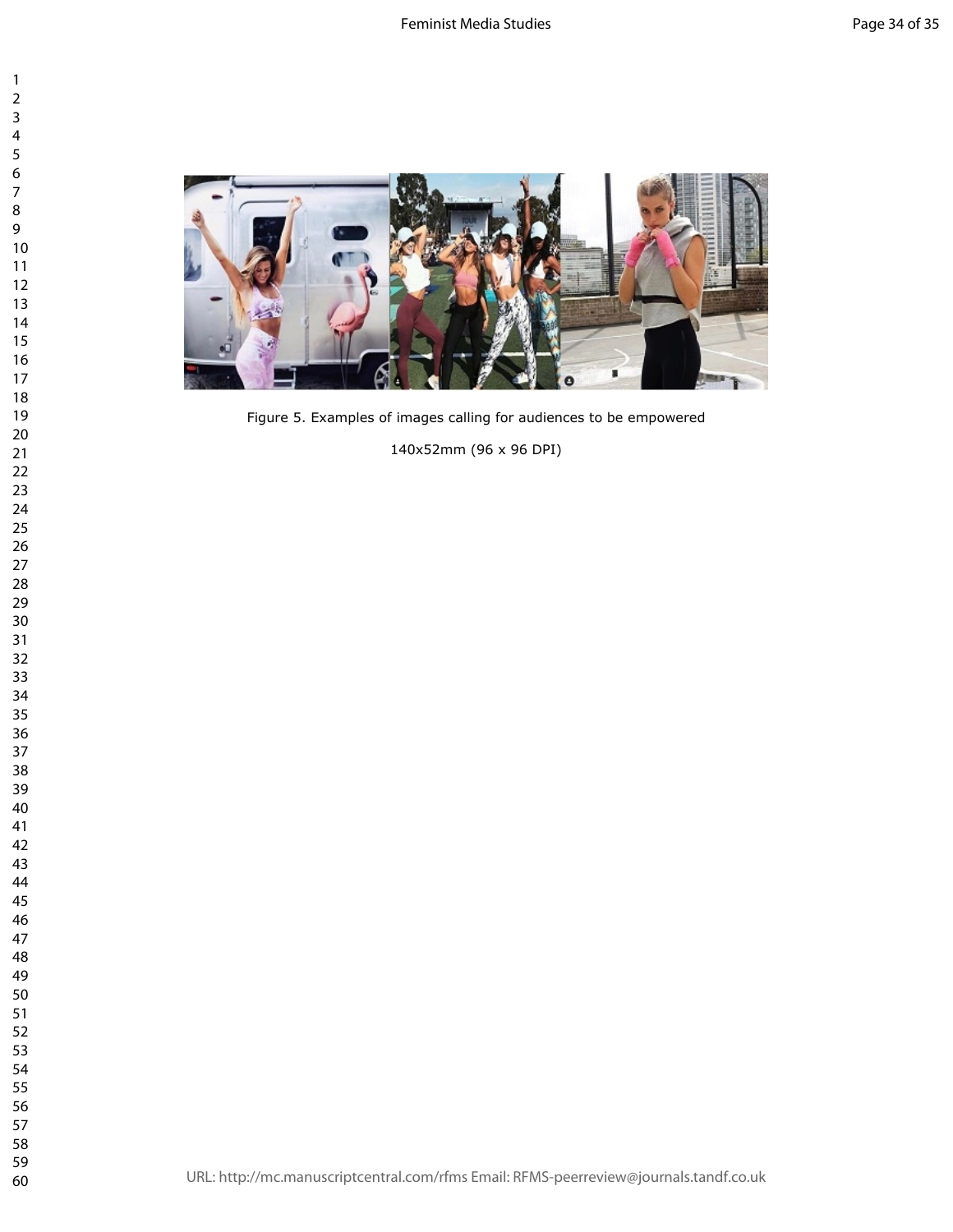Figure 5. Examples of images calling for audiences to be empowered

140x52mm (96 x 96 DPI)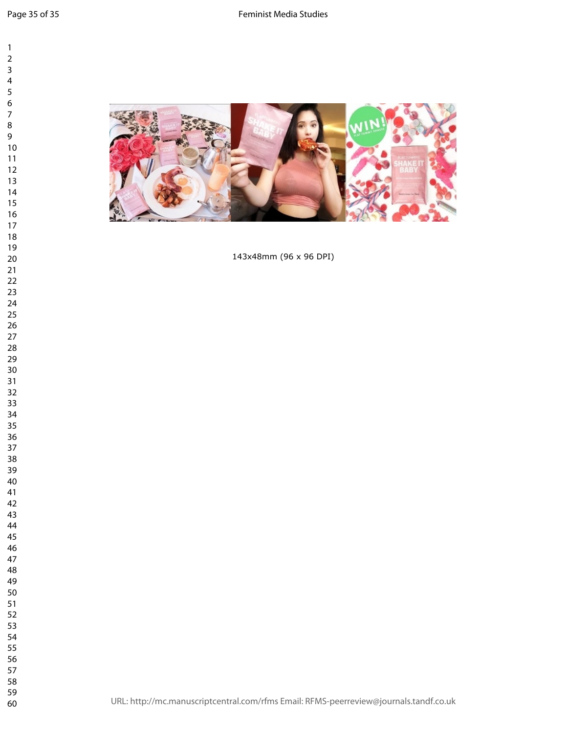143x48mm (96 x 96 DPI)